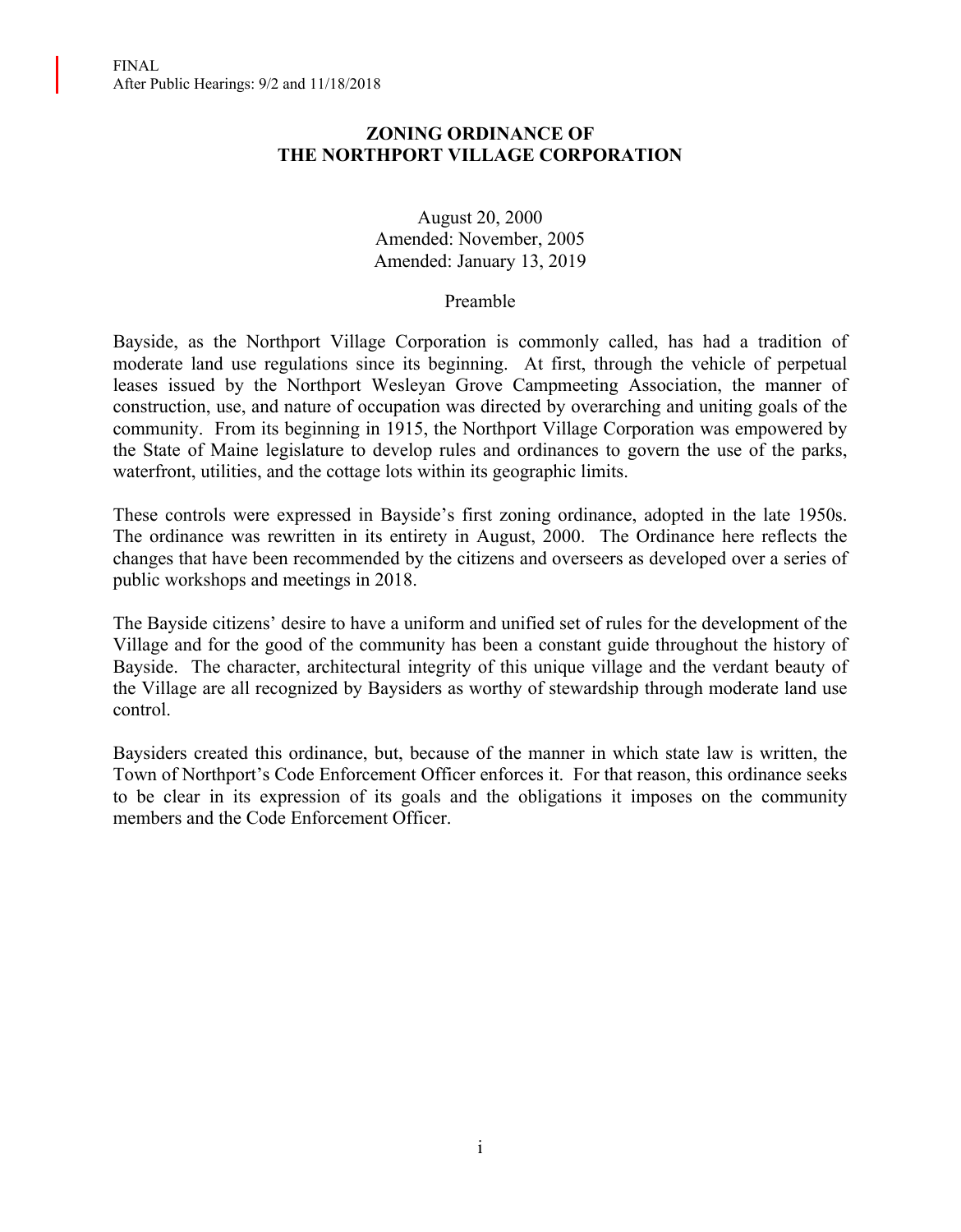FINAL
After Public Hearings: 9/2 and 11/18/2018

# ZONING ORDINANCE OF THE NORTHPORT VILLAGE CORPORATION

August 20, 2000
Amended: November, 2005
Amended: January 13, 2019

## Preamble

Bayside, as the Northport Village Corporation is commonly called, has had a tradition of moderate land use regulations since its beginning. At first, through the vehicle of perpetual leases issued by the Northport Wesleyan Grove Campmeeting Association, the manner of construction, use, and nature of occupation was directed by overarching and uniting goals of the community. From its beginning in 1915, the Northport Village Corporation was empowered by the State of Maine legislature to develop rules and ordinances to govern the use of the parks, waterfront, utilities, and the cottage lots within its geographic limits.

These controls were expressed in Bayside's first zoning ordinance, adopted in the late 1950s. The ordinance was rewritten in its entirety in August, 2000. The Ordinance here reflects the changes that have been recommended by the citizens and overseers as developed over a series of public workshops and meetings in 2018.

The Bayside citizens' desire to have a uniform and unified set of rules for the development of the Village and for the good of the community has been a constant guide throughout the history of Bayside. The character, architectural integrity of this unique village and the verdant beauty of the Village are all recognized by Baysiders as worthy of stewardship through moderate land use control.

Baysiders created this ordinance, but, because of the manner in which state law is written, the Town of Northport's Code Enforcement Officer enforces it. For that reason, this ordinance seeks to be clear in its expression of its goals and the obligations it imposes on the community members and the Code Enforcement Officer.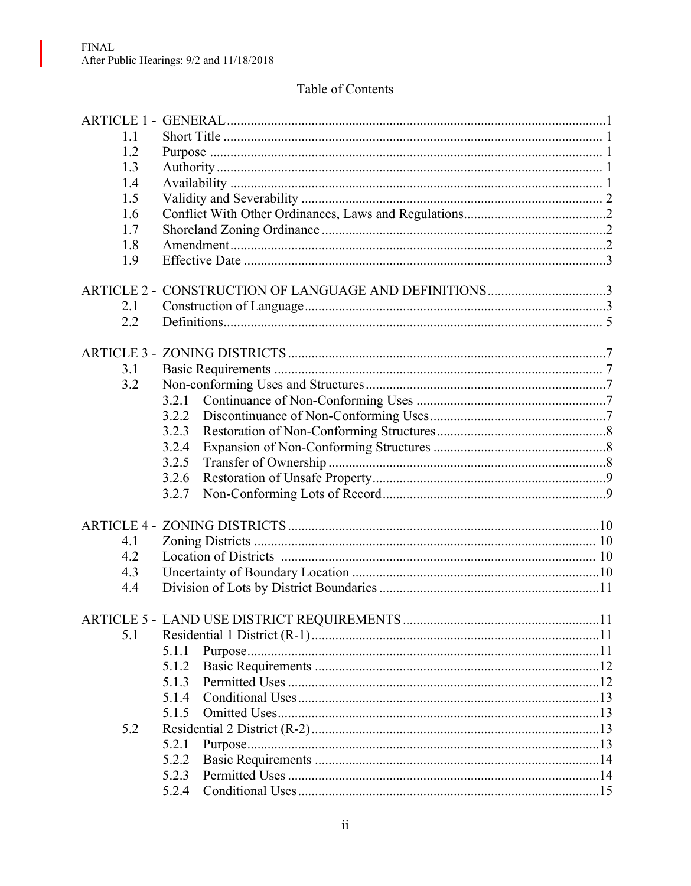FINAL
After Public Hearings: 9/2 and 11/18/2018

## Table of Contents

| | | |
|---|---|---|
| ARTICLE 1 - | GENERAL | 1 |
| 1.1 | Short Title | 1 |
| 1.2 | Purpose | 1 |
| 1.3 | Authority | 1 |
| 1.4 | Availability | 1 |
| 1.5 | Validity and Severability | 2 |
| 1.6 | Conflict With Other Ordinances, Laws and Regulations | 2 |
| 1.7 | Shoreland Zoning Ordinance | 2 |
| 1.8 | Amendment | 2 |
| 1.9 | Effective Date | 3 |
| ARTICLE 2 - | CONSTRUCTION OF LANGUAGE AND DEFINITIONS | 3 |
| 2.1 | Construction of Language | 3 |
| 2.2 | Definitions | 5 |
| ARTICLE 3 - | ZONING DISTRICTS | 7 |
| 3.1 | Basic Requirements | 7 |
| 3.2 | Non-conforming Uses and Structures | 7 |
| | 3.2.1 Continuance of Non-Conforming Uses | 7 |
| | 3.2.2 Discontinuance of Non-Conforming Uses | 7 |
| | 3.2.3 Restoration of Non-Conforming Structures | 8 |
| | 3.2.4 Expansion of Non-Conforming Structures | 8 |
| | 3.2.5 Transfer of Ownership | 8 |
| | 3.2.6 Restoration of Unsafe Property | 9 |
| | 3.2.7 Non-Conforming Lots of Record | 9 |
| ARTICLE 4 - | ZONING DISTRICTS | 10 |
| 4.1 | Zoning Districts | 10 |
| 4.2 | Location of Districts | 10 |
| 4.3 | Uncertainty of Boundary Location | 10 |
| 4.4 | Division of Lots by District Boundaries | 11 |
| ARTICLE 5 - | LAND USE DISTRICT REQUIREMENTS | 11 |
| 5.1 | Residential 1 District (R-1) | 11 |
| | 5.1.1 Purpose | 11 |
| | 5.1.2 Basic Requirements | 12 |
| | 5.1.3 Permitted Uses | 12 |
| | 5.1.4 Conditional Uses | 13 |
| | 5.1.5 Omitted Uses | 13 |
| 5.2 | Residential 2 District (R-2) | 13 |
| | 5.2.1 Purpose | 13 |
| | 5.2.2 Basic Requirements | 14 |
| | 5.2.3 Permitted Uses | 14 |
| | 5.2.4 Conditional Uses | 15 |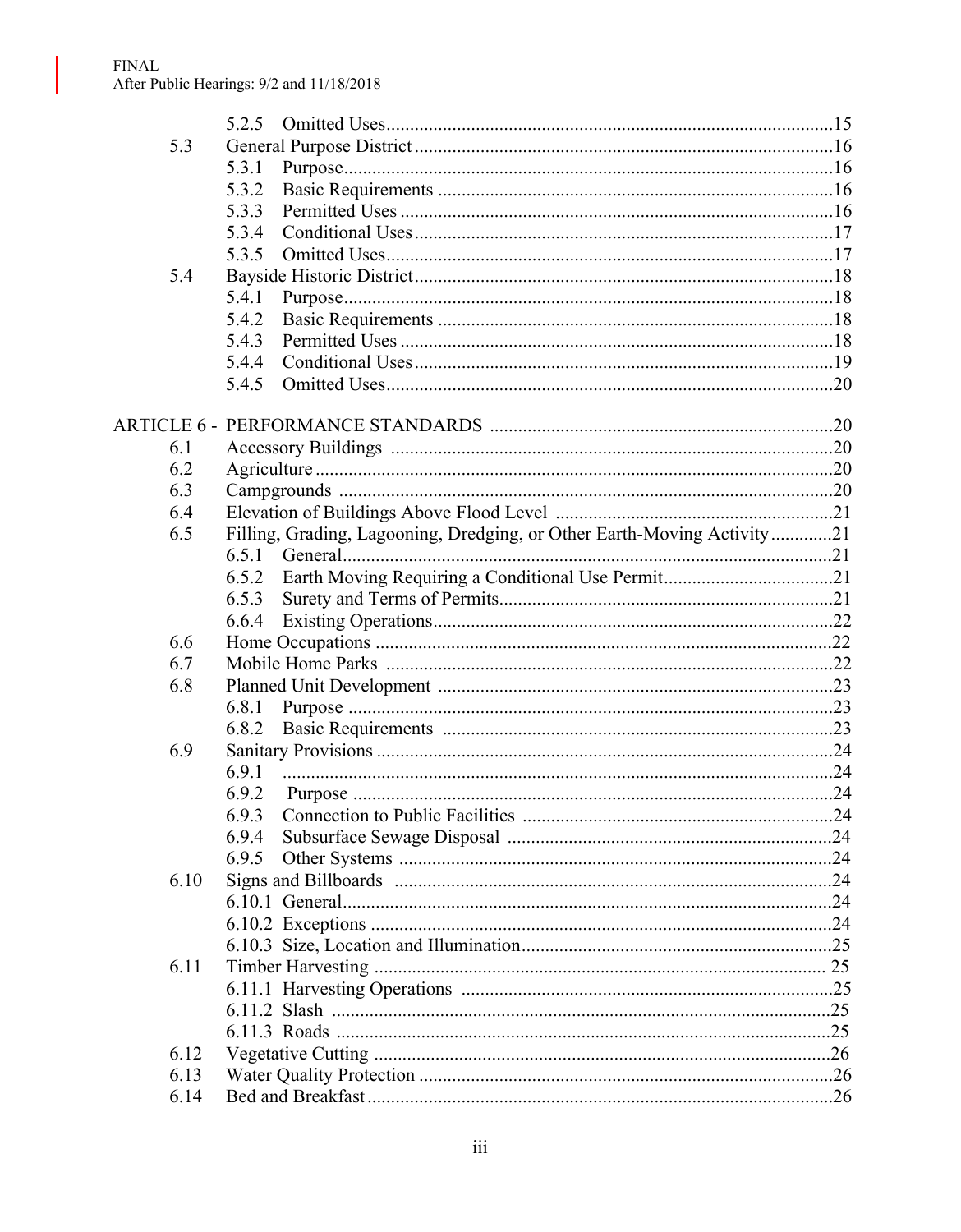| | | |
|---|---|---|
| | 5.2.5 Omitted Uses | 15 |
| 5.3 | General Purpose District | 16 |
| | 5.3.1 Purpose | 16 |
| | 5.3.2 Basic Requirements | 16 |
| | 5.3.3 Permitted Uses | 16 |
| | 5.3.4 Conditional Uses | 17 |
| | 5.3.5 Omitted Uses | 17 |
| 5.4 | Bayside Historic District | 18 |
| | 5.4.1 Purpose | 18 |
| | 5.4.2 Basic Requirements | 18 |
| | 5.4.3 Permitted Uses | 18 |
| | 5.4.4 Conditional Uses | 19 |
| | 5.4.5 Omitted Uses | 20 |
| ARTICLE 6 - | PERFORMANCE STANDARDS | 20 |
| 6.1 | Accessory Buildings | 20 |
| 6.2 | Agriculture | 20 |
| 6.3 | Campgrounds | 20 |
| 6.4 | Elevation of Buildings Above Flood Level | 21 |
| 6.5 | Filling, Grading, Lagooning, Dredging, or Other Earth-Moving Activity | 21 |
| | 6.5.1 General | 21 |
| | 6.5.2 Earth Moving Requiring a Conditional Use Permit | 21 |
| | 6.5.3 Surety and Terms of Permits | 21 |
| | 6.6.4 Existing Operations | 22 |
| 6.6 | Home Occupations | 22 |
| 6.7 | Mobile Home Parks | 22 |
| 6.8 | Planned Unit Development | 23 |
| | 6.8.1 Purpose | 23 |
| | 6.8.2 Basic Requirements | 23 |
| 6.9 | Sanitary Provisions | 24 |
| | 6.9.1 | 24 |
| | 6.9.2 Purpose | 24 |
| | 6.9.3 Connection to Public Facilities | 24 |
| | 6.9.4 Subsurface Sewage Disposal | 24 |
| | 6.9.5 Other Systems | 24 |
| 6.10 | Signs and Billboards | 24 |
| | 6.10.1 General | 24 |
| | 6.10.2 Exceptions | 24 |
| | 6.10.3 Size, Location and Illumination | 25 |
| 6.11 | Timber Harvesting | 25 |
| | 6.11.1 Harvesting Operations | 25 |
| | 6.11.2 Slash | 25 |
| | 6.11.3 Roads | 25 |
| 6.12 | Vegetative Cutting | 26 |
| 6.13 | Water Quality Protection | 26 |
| 6.14 | Bed and Breakfast | 26 |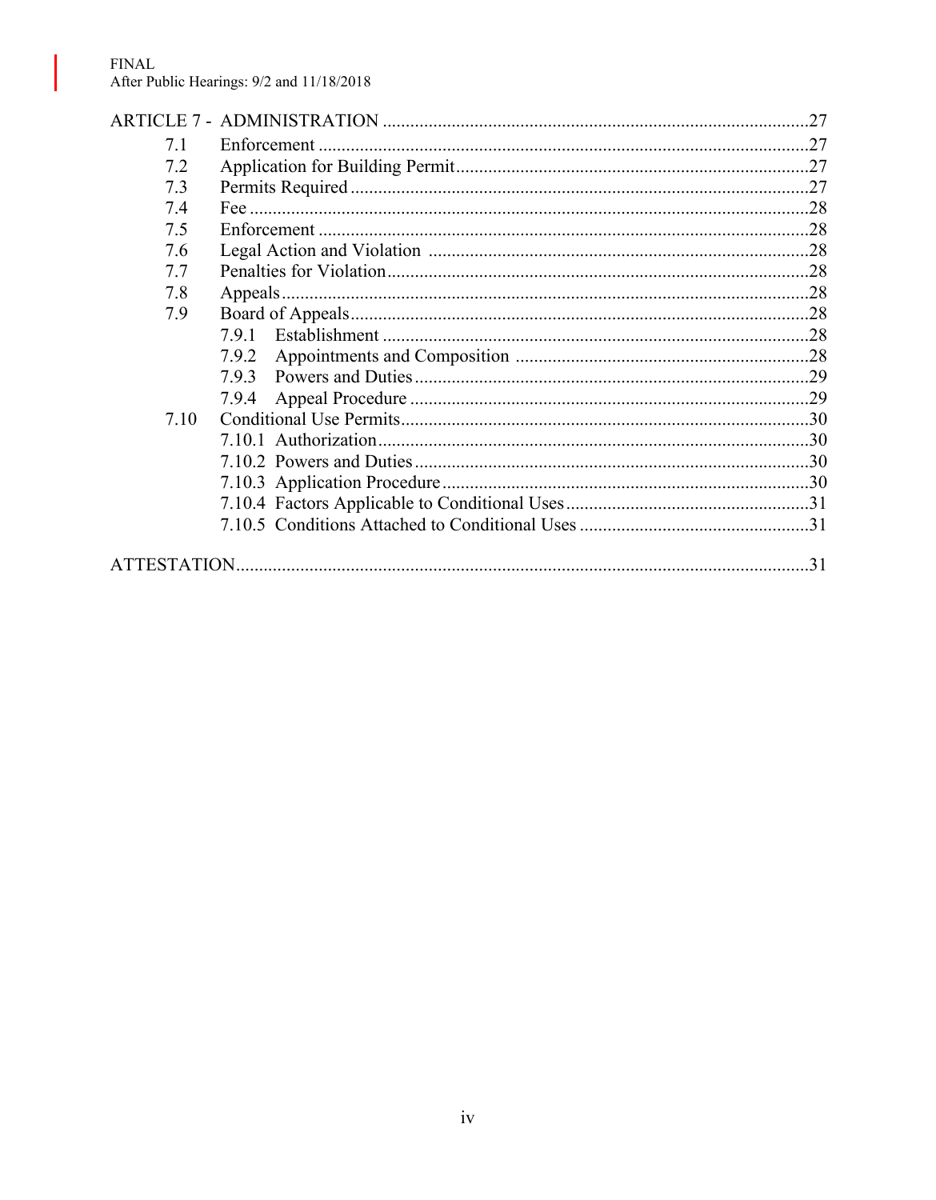| | | |
|---|---|---|
| ARTICLE 7 - ADMINISTRATION | | 27 |
| 7.1 | Enforcement | 27 |
| 7.2 | Application for Building Permit | 27 |
| 7.3 | Permits Required | 27 |
| 7.4 | Fee | 28 |
| 7.5 | Enforcement | 28 |
| 7.6 | Legal Action and Violation | 28 |
| 7.7 | Penalties for Violation | 28 |
| 7.8 | Appeals | 28 |
| 7.9 | Board of Appeals | 28 |
| | 7.9.1 Establishment | 28 |
| | 7.9.2 Appointments and Composition | 28 |
| | 7.9.3 Powers and Duties | 29 |
| | 7.9.4 Appeal Procedure | 29 |
| 7.10 | Conditional Use Permits | 30 |
| | 7.10.1 Authorization | 30 |
| | 7.10.2 Powers and Duties | 30 |
| | 7.10.3 Application Procedure | 30 |
| | 7.10.4 Factors Applicable to Conditional Uses | 31 |
| | 7.10.5 Conditions Attached to Conditional Uses | 31 |
| ATTESTATION | | 31 |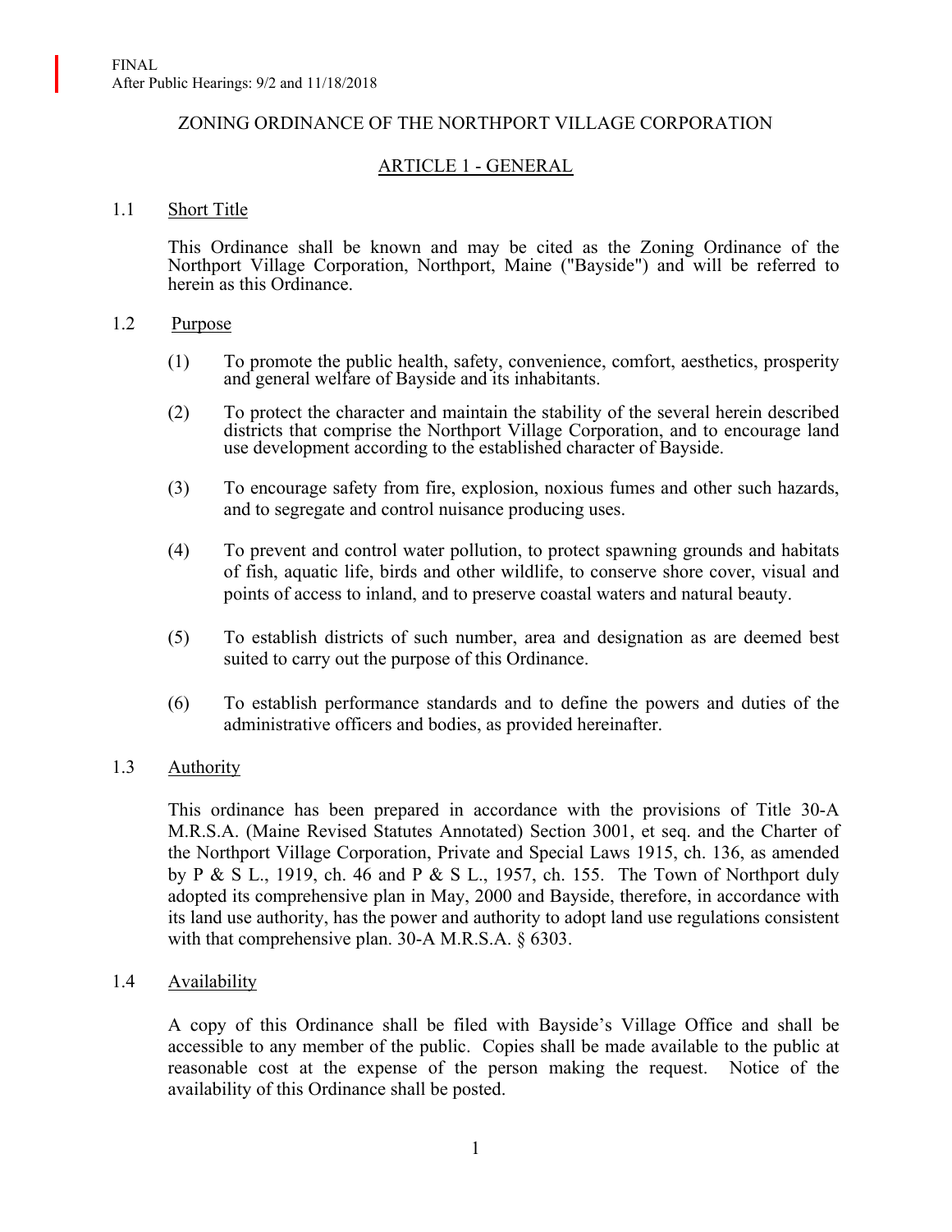FINAL
After Public Hearings: 9/2 and 11/18/2018

# ZONING ORDINANCE OF THE NORTHPORT VILLAGE CORPORATION

## ARTICLE 1 - GENERAL

### 1.1 Short Title

This Ordinance shall be known and may be cited as the Zoning Ordinance of the Northport Village Corporation, Northport, Maine ("Bayside") and will be referred to herein as this Ordinance.

### 1.2 Purpose

(1) To promote the public health, safety, convenience, comfort, aesthetics, prosperity and general welfare of Bayside and its inhabitants.

(2) To protect the character and maintain the stability of the several herein described districts that comprise the Northport Village Corporation, and to encourage land use development according to the established character of Bayside.

(3) To encourage safety from fire, explosion, noxious fumes and other such hazards, and to segregate and control nuisance producing uses.

(4) To prevent and control water pollution, to protect spawning grounds and habitats of fish, aquatic life, birds and other wildlife, to conserve shore cover, visual and points of access to inland, and to preserve coastal waters and natural beauty.

(5) To establish districts of such number, area and designation as are deemed best suited to carry out the purpose of this Ordinance.

(6) To establish performance standards and to define the powers and duties of the administrative officers and bodies, as provided hereinafter.

### 1.3 Authority

This ordinance has been prepared in accordance with the provisions of Title 30-A M.R.S.A. (Maine Revised Statutes Annotated) Section 3001, et seq. and the Charter of the Northport Village Corporation, Private and Special Laws 1915, ch. 136, as amended by P & S L., 1919, ch. 46 and P & S L., 1957, ch. 155. The Town of Northport duly adopted its comprehensive plan in May, 2000 and Bayside, therefore, in accordance with its land use authority, has the power and authority to adopt land use regulations consistent with that comprehensive plan. 30-A M.R.S.A. § 6303.

### 1.4 Availability

A copy of this Ordinance shall be filed with Bayside's Village Office and shall be accessible to any member of the public. Copies shall be made available to the public at reasonable cost at the expense of the person making the request. Notice of the availability of this Ordinance shall be posted.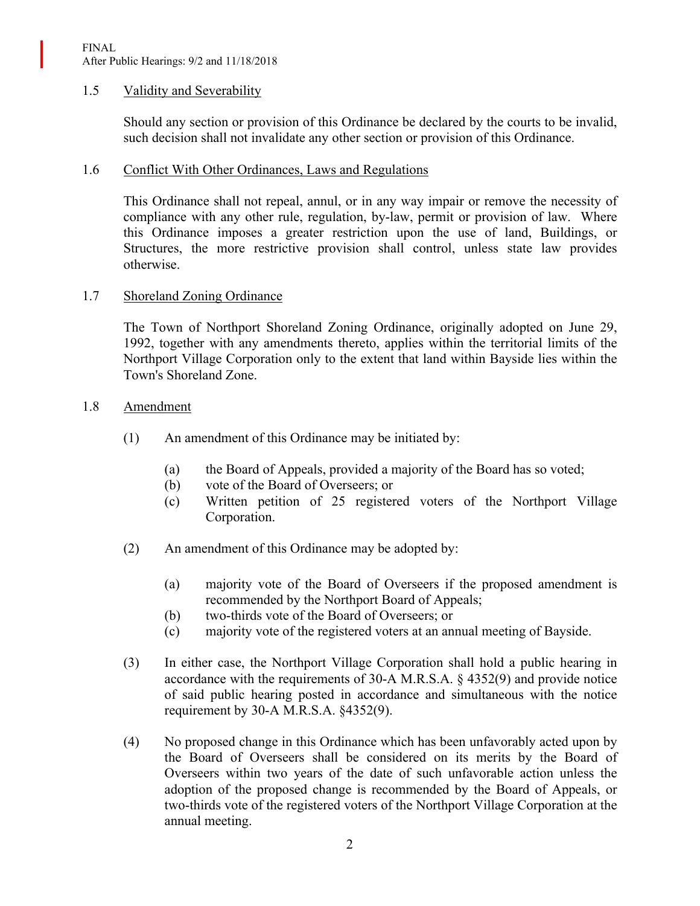### 1.5 Validity and Severability

Should any section or provision of this Ordinance be declared by the courts to be invalid, such decision shall not invalidate any other section or provision of this Ordinance.

### 1.6 Conflict With Other Ordinances, Laws and Regulations

This Ordinance shall not repeal, annul, or in any way impair or remove the necessity of compliance with any other rule, regulation, by-law, permit or provision of law. Where this Ordinance imposes a greater restriction upon the use of land, Buildings, or Structures, the more restrictive provision shall control, unless state law provides otherwise.

### 1.7 Shoreland Zoning Ordinance

The Town of Northport Shoreland Zoning Ordinance, originally adopted on June 29, 1992, together with any amendments thereto, applies within the territorial limits of the Northport Village Corporation only to the extent that land within Bayside lies within the Town's Shoreland Zone.

### 1.8 Amendment

(1) An amendment of this Ordinance may be initiated by:

- (a) the Board of Appeals, provided a majority of the Board has so voted;
- (b) vote of the Board of Overseers; or
- (c) Written petition of 25 registered voters of the Northport Village Corporation.

(2) An amendment of this Ordinance may be adopted by:

- (a) majority vote of the Board of Overseers if the proposed amendment is recommended by the Northport Board of Appeals;
- (b) two-thirds vote of the Board of Overseers; or
- (c) majority vote of the registered voters at an annual meeting of Bayside.

(3) In either case, the Northport Village Corporation shall hold a public hearing in accordance with the requirements of 30-A M.R.S.A. § 4352(9) and provide notice of said public hearing posted in accordance and simultaneous with the notice requirement by 30-A M.R.S.A. §4352(9).

(4) No proposed change in this Ordinance which has been unfavorably acted upon by the Board of Overseers shall be considered on its merits by the Board of Overseers within two years of the date of such unfavorable action unless the adoption of the proposed change is recommended by the Board of Appeals, or two-thirds vote of the registered voters of the Northport Village Corporation at the annual meeting.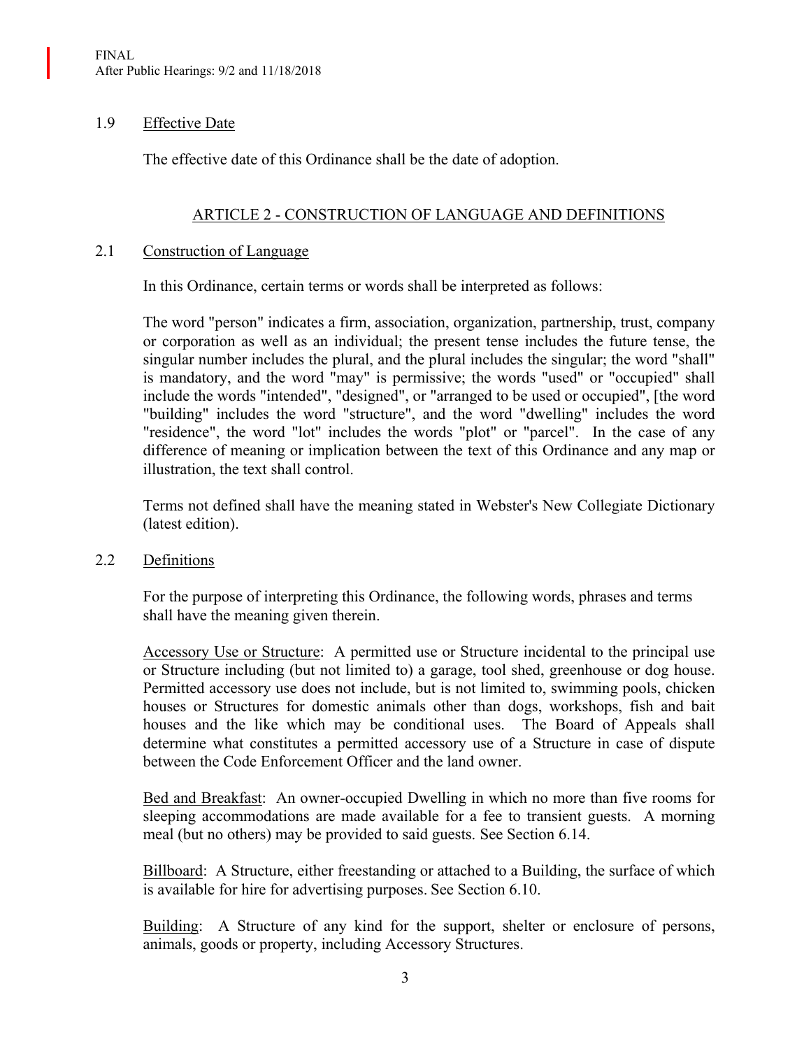FINAL
After Public Hearings: 9/2 and 11/18/2018

### 1.9 Effective Date

The effective date of this Ordinance shall be the date of adoption.

## ARTICLE 2 - CONSTRUCTION OF LANGUAGE AND DEFINITIONS

### 2.1 Construction of Language

In this Ordinance, certain terms or words shall be interpreted as follows:

The word "person" indicates a firm, association, organization, partnership, trust, company or corporation as well as an individual; the present tense includes the future tense, the singular number includes the plural, and the plural includes the singular; the word "shall" is mandatory, and the word "may" is permissive; the words "used" or "occupied" shall include the words "intended", "designed", or "arranged to be used or occupied", [the word "building" includes the word "structure", and the word "dwelling" includes the word "residence", the word "lot" includes the words "plot" or "parcel". In the case of any difference of meaning or implication between the text of this Ordinance and any map or illustration, the text shall control.

Terms not defined shall have the meaning stated in Webster's New Collegiate Dictionary (latest edition).

### 2.2 Definitions

For the purpose of interpreting this Ordinance, the following words, phrases and terms shall have the meaning given therein.

Accessory Use or Structure: A permitted use or Structure incidental to the principal use or Structure including (but not limited to) a garage, tool shed, greenhouse or dog house. Permitted accessory use does not include, but is not limited to, swimming pools, chicken houses or Structures for domestic animals other than dogs, workshops, fish and bait houses and the like which may be conditional uses. The Board of Appeals shall determine what constitutes a permitted accessory use of a Structure in case of dispute between the Code Enforcement Officer and the land owner.

Bed and Breakfast: An owner-occupied Dwelling in which no more than five rooms for sleeping accommodations are made available for a fee to transient guests. A morning meal (but no others) may be provided to said guests. See Section 6.14.

Billboard: A Structure, either freestanding or attached to a Building, the surface of which is available for hire for advertising purposes. See Section 6.10.

Building: A Structure of any kind for the support, shelter or enclosure of persons, animals, goods or property, including Accessory Structures.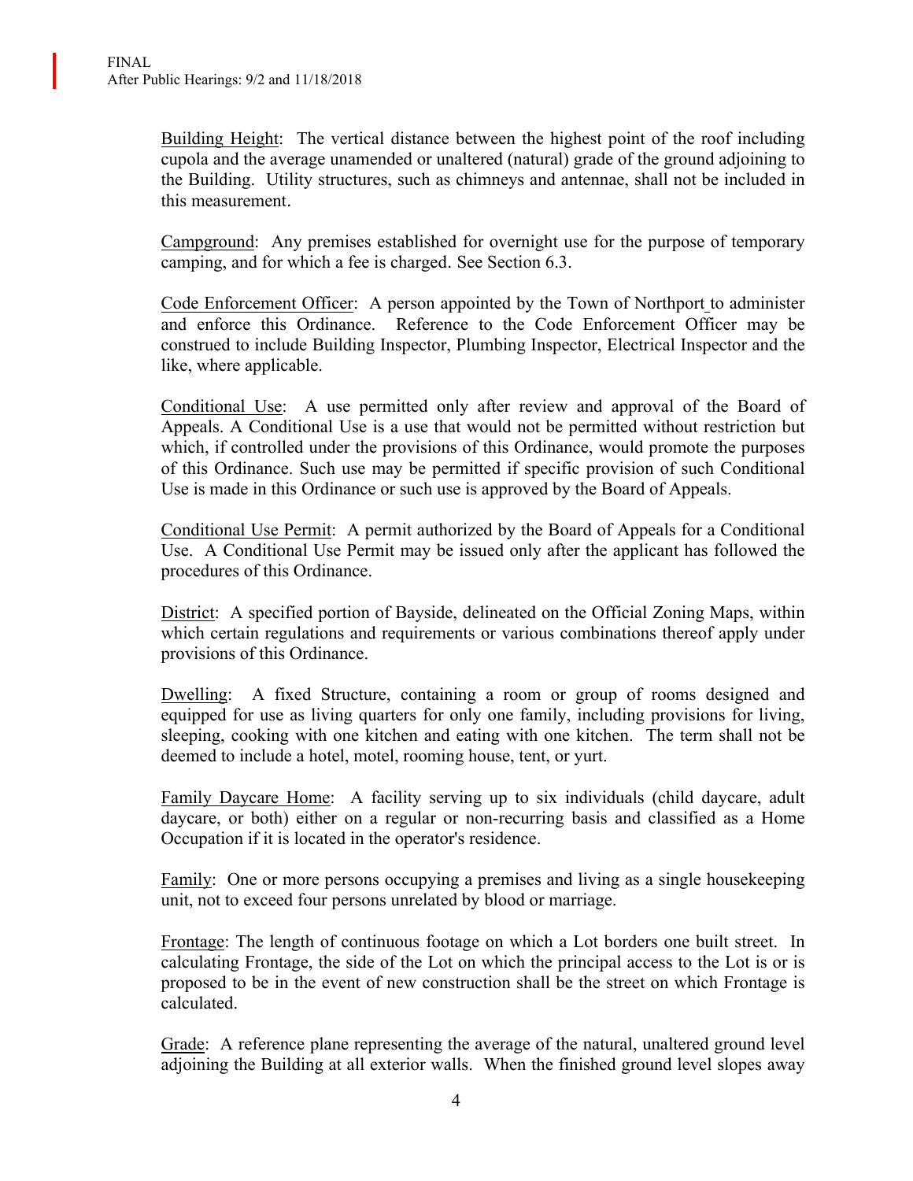Building Height: The vertical distance between the highest point of the roof including cupola and the average unamended or unaltered (natural) grade of the ground adjoining to the Building. Utility structures, such as chimneys and antennae, shall not be included in this measurement.

Campground: Any premises established for overnight use for the purpose of temporary camping, and for which a fee is charged. See Section 6.3.

Code Enforcement Officer: A person appointed by the Town of Northport to administer and enforce this Ordinance. Reference to the Code Enforcement Officer may be construed to include Building Inspector, Plumbing Inspector, Electrical Inspector and the like, where applicable.

Conditional Use: A use permitted only after review and approval of the Board of Appeals. A Conditional Use is a use that would not be permitted without restriction but which, if controlled under the provisions of this Ordinance, would promote the purposes of this Ordinance. Such use may be permitted if specific provision of such Conditional Use is made in this Ordinance or such use is approved by the Board of Appeals.

Conditional Use Permit: A permit authorized by the Board of Appeals for a Conditional Use. A Conditional Use Permit may be issued only after the applicant has followed the procedures of this Ordinance.

District: A specified portion of Bayside, delineated on the Official Zoning Maps, within which certain regulations and requirements or various combinations thereof apply under provisions of this Ordinance.

Dwelling: A fixed Structure, containing a room or group of rooms designed and equipped for use as living quarters for only one family, including provisions for living, sleeping, cooking with one kitchen and eating with one kitchen. The term shall not be deemed to include a hotel, motel, rooming house, tent, or yurt.

Family Daycare Home: A facility serving up to six individuals (child daycare, adult daycare, or both) either on a regular or non-recurring basis and classified as a Home Occupation if it is located in the operator's residence.

Family: One or more persons occupying a premises and living as a single housekeeping unit, not to exceed four persons unrelated by blood or marriage.

Frontage: The length of continuous footage on which a Lot borders one built street. In calculating Frontage, the side of the Lot on which the principal access to the Lot is or is proposed to be in the event of new construction shall be the street on which Frontage is calculated.

Grade: A reference plane representing the average of the natural, unaltered ground level adjoining the Building at all exterior walls. When the finished ground level slopes away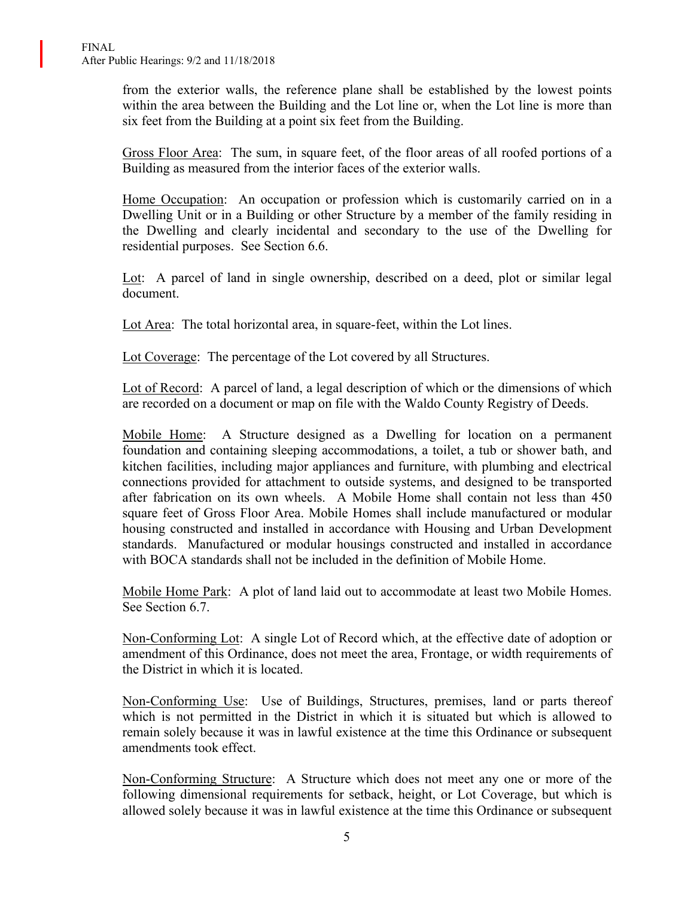from the exterior walls, the reference plane shall be established by the lowest points within the area between the Building and the Lot line or, when the Lot line is more than six feet from the Building at a point six feet from the Building.

<u>Gross Floor Area</u>: The sum, in square feet, of the floor areas of all roofed portions of a Building as measured from the interior faces of the exterior walls.

<u>Home Occupation</u>: An occupation or profession which is customarily carried on in a Dwelling Unit or in a Building or other Structure by a member of the family residing in the Dwelling and clearly incidental and secondary to the use of the Dwelling for residential purposes. See Section 6.6.

<u>Lot</u>: A parcel of land in single ownership, described on a deed, plot or similar legal document.

<u>Lot Area</u>: The total horizontal area, in square-feet, within the Lot lines.

<u>Lot Coverage</u>: The percentage of the Lot covered by all Structures.

<u>Lot of Record</u>: A parcel of land, a legal description of which or the dimensions of which are recorded on a document or map on file with the Waldo County Registry of Deeds.

<u>Mobile Home</u>: A Structure designed as a Dwelling for location on a permanent foundation and containing sleeping accommodations, a toilet, a tub or shower bath, and kitchen facilities, including major appliances and furniture, with plumbing and electrical connections provided for attachment to outside systems, and designed to be transported after fabrication on its own wheels. A Mobile Home shall contain not less than 450 square feet of Gross Floor Area. Mobile Homes shall include manufactured or modular housing constructed and installed in accordance with Housing and Urban Development standards. Manufactured or modular housings constructed and installed in accordance with BOCA standards shall not be included in the definition of Mobile Home.

<u>Mobile Home Park</u>: A plot of land laid out to accommodate at least two Mobile Homes. See Section 6.7.

<u>Non-Conforming Lot</u>: A single Lot of Record which, at the effective date of adoption or amendment of this Ordinance, does not meet the area, Frontage, or width requirements of the District in which it is located.

<u>Non-Conforming Use</u>: Use of Buildings, Structures, premises, land or parts thereof which is not permitted in the District in which it is situated but which is allowed to remain solely because it was in lawful existence at the time this Ordinance or subsequent amendments took effect.

<u>Non-Conforming Structure</u>: A Structure which does not meet any one or more of the following dimensional requirements for setback, height, or Lot Coverage, but which is allowed solely because it was in lawful existence at the time this Ordinance or subsequent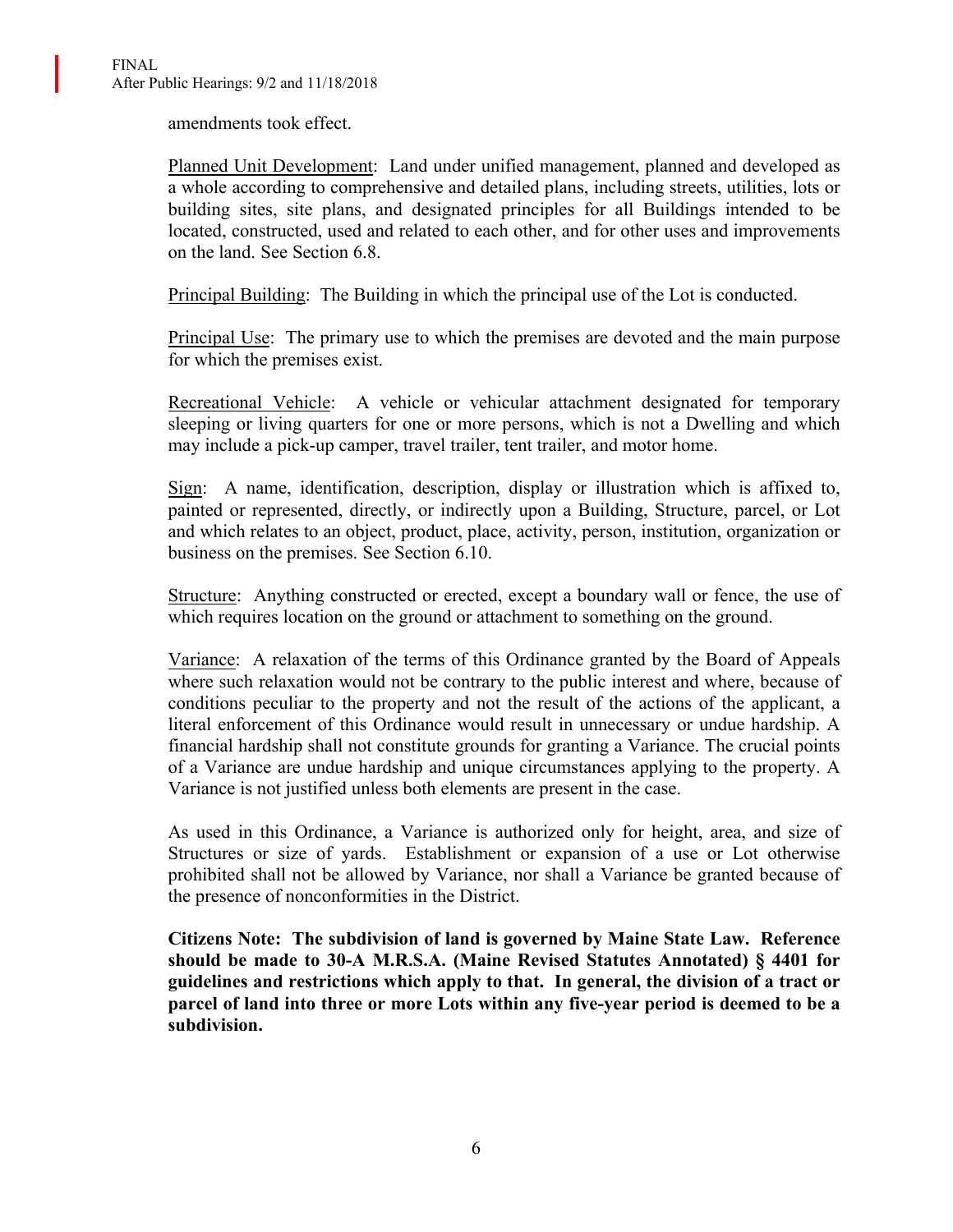amendments took effect.

Planned Unit Development: Land under unified management, planned and developed as a whole according to comprehensive and detailed plans, including streets, utilities, lots or building sites, site plans, and designated principles for all Buildings intended to be located, constructed, used and related to each other, and for other uses and improvements on the land. See Section 6.8.

Principal Building: The Building in which the principal use of the Lot is conducted.

Principal Use: The primary use to which the premises are devoted and the main purpose for which the premises exist.

Recreational Vehicle: A vehicle or vehicular attachment designated for temporary sleeping or living quarters for one or more persons, which is not a Dwelling and which may include a pick-up camper, travel trailer, tent trailer, and motor home.

Sign: A name, identification, description, display or illustration which is affixed to, painted or represented, directly, or indirectly upon a Building, Structure, parcel, or Lot and which relates to an object, product, place, activity, person, institution, organization or business on the premises. See Section 6.10.

Structure: Anything constructed or erected, except a boundary wall or fence, the use of which requires location on the ground or attachment to something on the ground.

Variance: A relaxation of the terms of this Ordinance granted by the Board of Appeals where such relaxation would not be contrary to the public interest and where, because of conditions peculiar to the property and not the result of the actions of the applicant, a literal enforcement of this Ordinance would result in unnecessary or undue hardship. A financial hardship shall not constitute grounds for granting a Variance. The crucial points of a Variance are undue hardship and unique circumstances applying to the property. A Variance is not justified unless both elements are present in the case.

As used in this Ordinance, a Variance is authorized only for height, area, and size of Structures or size of yards. Establishment or expansion of a use or Lot otherwise prohibited shall not be allowed by Variance, nor shall a Variance be granted because of the presence of nonconformities in the District.

**Citizens Note: The subdivision of land is governed by Maine State Law. Reference should be made to 30-A M.R.S.A. (Maine Revised Statutes Annotated) § 4401 for guidelines and restrictions which apply to that. In general, the division of a tract or parcel of land into three or more Lots within any five-year period is deemed to be a subdivision.**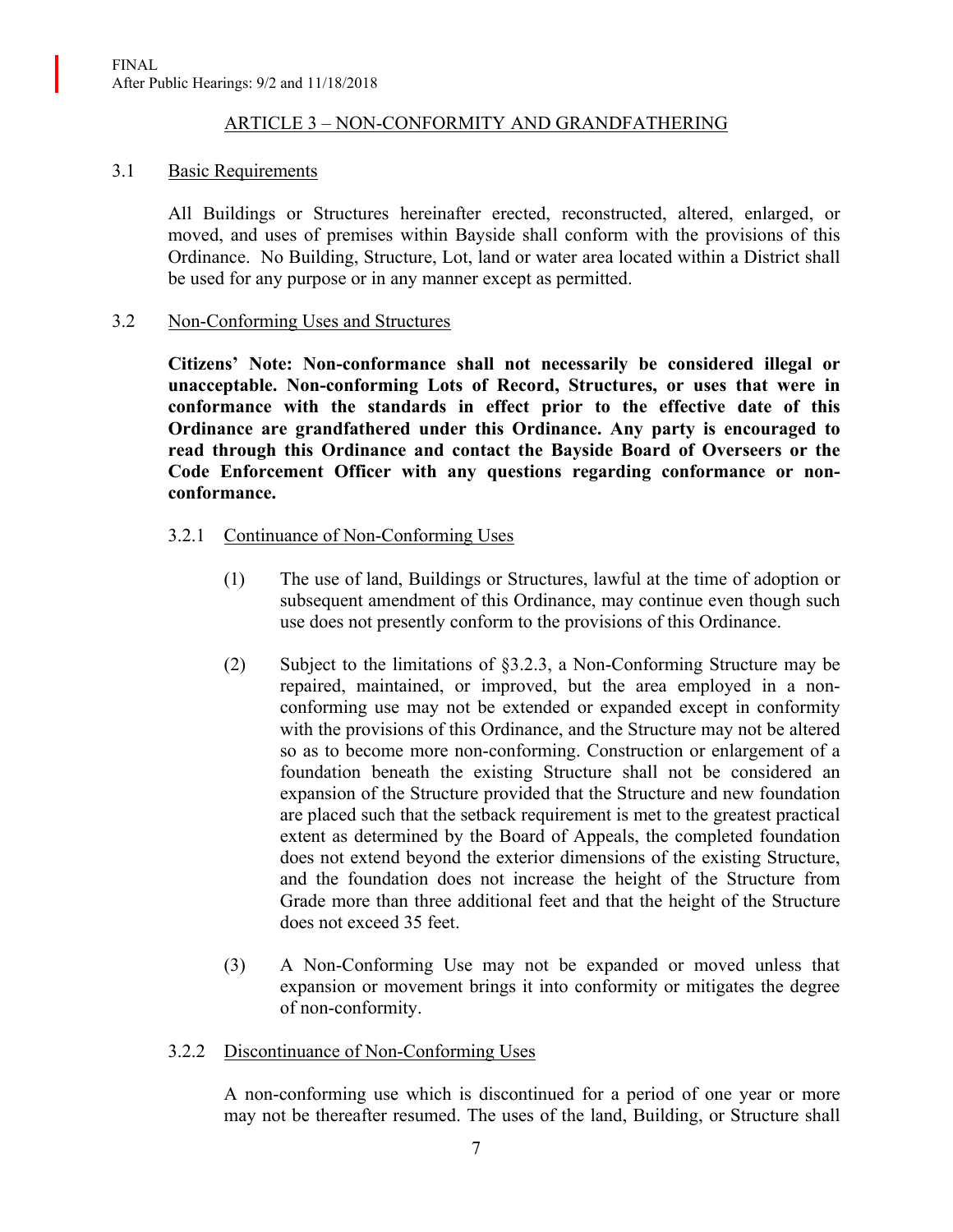FINAL
After Public Hearings: 9/2 and 11/18/2018

# ARTICLE 3 – NON-CONFORMITY AND GRANDFATHERING

## 3.1 Basic Requirements

All Buildings or Structures hereinafter erected, reconstructed, altered, enlarged, or moved, and uses of premises within Bayside shall conform with the provisions of this Ordinance. No Building, Structure, Lot, land or water area located within a District shall be used for any purpose or in any manner except as permitted.

## 3.2 Non-Conforming Uses and Structures

**Citizens' Note: Non-conformance shall not necessarily be considered illegal or unacceptable. Non-conforming Lots of Record, Structures, or uses that were in conformance with the standards in effect prior to the effective date of this Ordinance are grandfathered under this Ordinance. Any party is encouraged to read through this Ordinance and contact the Bayside Board of Overseers or the Code Enforcement Officer with any questions regarding conformance or non-conformance.**

### 3.2.1 Continuance of Non-Conforming Uses

(1) The use of land, Buildings or Structures, lawful at the time of adoption or subsequent amendment of this Ordinance, may continue even though such use does not presently conform to the provisions of this Ordinance.

(2) Subject to the limitations of §3.2.3, a Non-Conforming Structure may be repaired, maintained, or improved, but the area employed in a non-conforming use may not be extended or expanded except in conformity with the provisions of this Ordinance, and the Structure may not be altered so as to become more non-conforming. Construction or enlargement of a foundation beneath the existing Structure shall not be considered an expansion of the Structure provided that the Structure and new foundation are placed such that the setback requirement is met to the greatest practical extent as determined by the Board of Appeals, the completed foundation does not extend beyond the exterior dimensions of the existing Structure, and the foundation does not increase the height of the Structure from Grade more than three additional feet and that the height of the Structure does not exceed 35 feet.

(3) A Non-Conforming Use may not be expanded or moved unless that expansion or movement brings it into conformity or mitigates the degree of non-conformity.

### 3.2.2 Discontinuance of Non-Conforming Uses

A non-conforming use which is discontinued for a period of one year or more may not be thereafter resumed. The uses of the land, Building, or Structure shall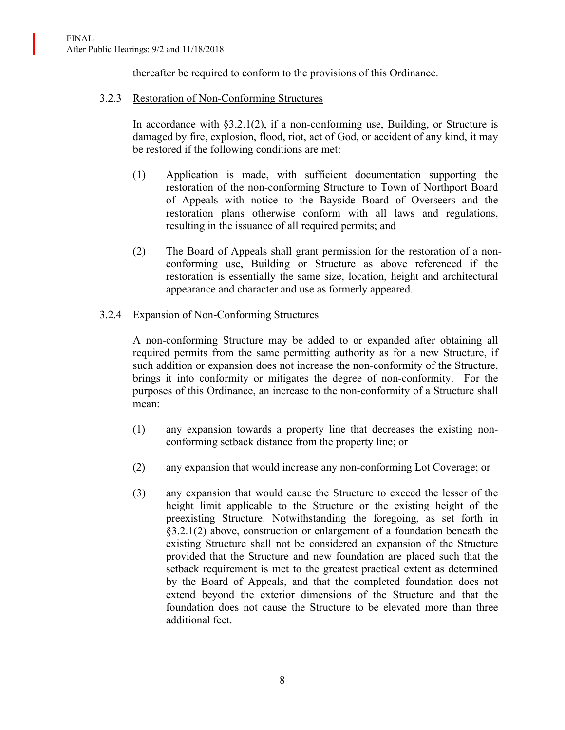thereafter be required to conform to the provisions of this Ordinance.

### 3.2.3 Restoration of Non-Conforming Structures

In accordance with §3.2.1(2), if a non-conforming use, Building, or Structure is damaged by fire, explosion, flood, riot, act of God, or accident of any kind, it may be restored if the following conditions are met:

(1) Application is made, with sufficient documentation supporting the restoration of the non-conforming Structure to Town of Northport Board of Appeals with notice to the Bayside Board of Overseers and the restoration plans otherwise conform with all laws and regulations, resulting in the issuance of all required permits; and

(2) The Board of Appeals shall grant permission for the restoration of a non-conforming use, Building or Structure as above referenced if the restoration is essentially the same size, location, height and architectural appearance and character and use as formerly appeared.

### 3.2.4 Expansion of Non-Conforming Structures

A non-conforming Structure may be added to or expanded after obtaining all required permits from the same permitting authority as for a new Structure, if such addition or expansion does not increase the non-conformity of the Structure, brings it into conformity or mitigates the degree of non-conformity. For the purposes of this Ordinance, an increase to the non-conformity of a Structure shall mean:

(1) any expansion towards a property line that decreases the existing non-conforming setback distance from the property line; or

(2) any expansion that would increase any non-conforming Lot Coverage; or

(3) any expansion that would cause the Structure to exceed the lesser of the height limit applicable to the Structure or the existing height of the preexisting Structure. Notwithstanding the foregoing, as set forth in §3.2.1(2) above, construction or enlargement of a foundation beneath the existing Structure shall not be considered an expansion of the Structure provided that the Structure and new foundation are placed such that the setback requirement is met to the greatest practical extent as determined by the Board of Appeals, and that the completed foundation does not extend beyond the exterior dimensions of the Structure and that the foundation does not cause the Structure to be elevated more than three additional feet.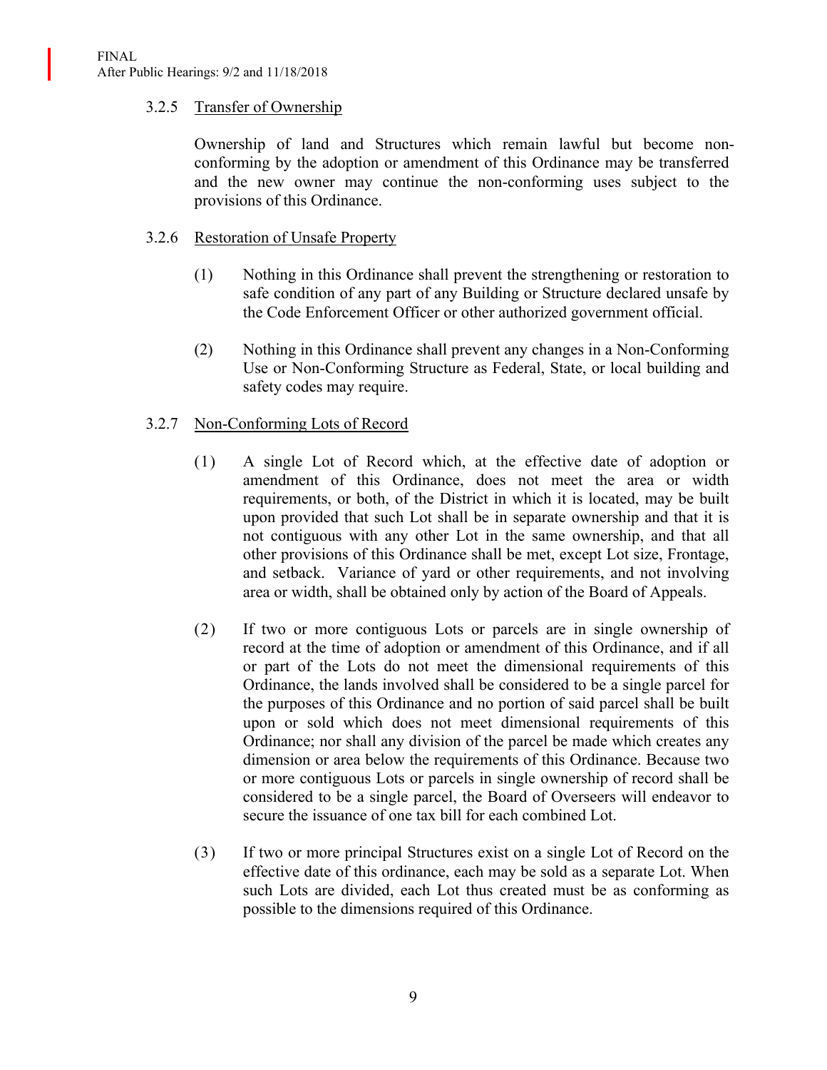### 3.2.5 Transfer of Ownership

Ownership of land and Structures which remain lawful but become non-conforming by the adoption or amendment of this Ordinance may be transferred and the new owner may continue the non-conforming uses subject to the provisions of this Ordinance.

### 3.2.6 Restoration of Unsafe Property

(1) Nothing in this Ordinance shall prevent the strengthening or restoration to safe condition of any part of any Building or Structure declared unsafe by the Code Enforcement Officer or other authorized government official.

(2) Nothing in this Ordinance shall prevent any changes in a Non-Conforming Use or Non-Conforming Structure as Federal, State, or local building and safety codes may require.

### 3.2.7 Non-Conforming Lots of Record

(1) A single Lot of Record which, at the effective date of adoption or amendment of this Ordinance, does not meet the area or width requirements, or both, of the District in which it is located, may be built upon provided that such Lot shall be in separate ownership and that it is not contiguous with any other Lot in the same ownership, and that all other provisions of this Ordinance shall be met, except Lot size, Frontage, and setback. Variance of yard or other requirements, and not involving area or width, shall be obtained only by action of the Board of Appeals.

(2) If two or more contiguous Lots or parcels are in single ownership of record at the time of adoption or amendment of this Ordinance, and if all or part of the Lots do not meet the dimensional requirements of this Ordinance, the lands involved shall be considered to be a single parcel for the purposes of this Ordinance and no portion of said parcel shall be built upon or sold which does not meet dimensional requirements of this Ordinance; nor shall any division of the parcel be made which creates any dimension or area below the requirements of this Ordinance. Because two or more contiguous Lots or parcels in single ownership of record shall be considered to be a single parcel, the Board of Overseers will endeavor to secure the issuance of one tax bill for each combined Lot.

(3) If two or more principal Structures exist on a single Lot of Record on the effective date of this ordinance, each may be sold as a separate Lot. When such Lots are divided, each Lot thus created must be as conforming as possible to the dimensions required of this Ordinance.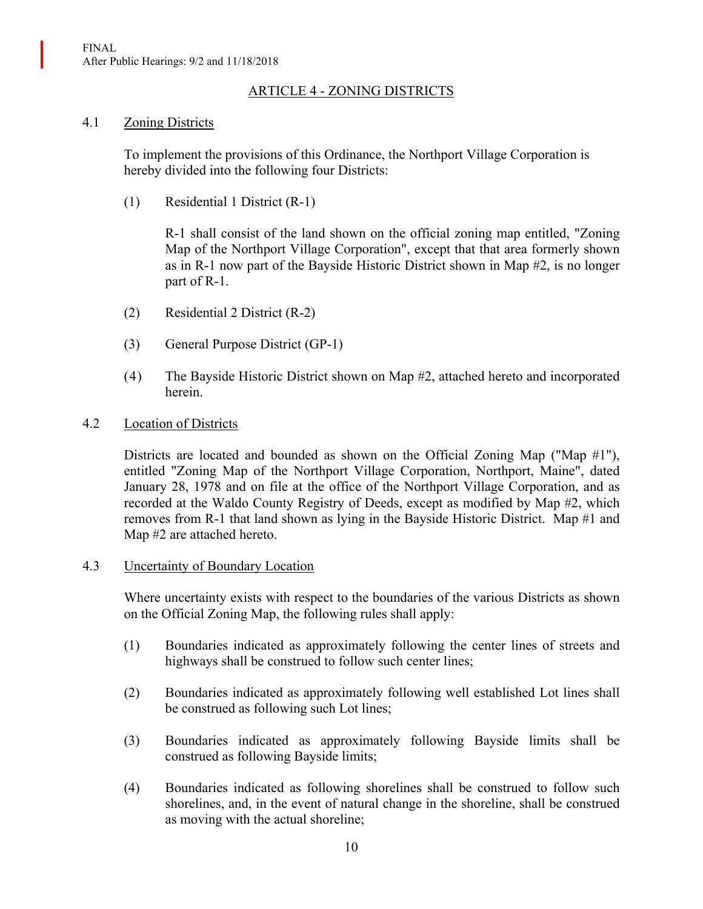# ARTICLE 4 - ZONING DISTRICTS

## 4.1 Zoning Districts

To implement the provisions of this Ordinance, the Northport Village Corporation is hereby divided into the following four Districts:

(1) Residential 1 District (R-1)

R-1 shall consist of the land shown on the official zoning map entitled, "Zoning Map of the Northport Village Corporation", except that that area formerly shown as in R-1 now part of the Bayside Historic District shown in Map #2, is no longer part of R-1.

(2) Residential 2 District (R-2)

(3) General Purpose District (GP-1)

(4) The Bayside Historic District shown on Map #2, attached hereto and incorporated herein.

## 4.2 Location of Districts

Districts are located and bounded as shown on the Official Zoning Map ("Map #1"), entitled "Zoning Map of the Northport Village Corporation, Northport, Maine", dated January 28, 1978 and on file at the office of the Northport Village Corporation, and as recorded at the Waldo County Registry of Deeds, except as modified by Map #2, which removes from R-1 that land shown as lying in the Bayside Historic District. Map #1 and Map #2 are attached hereto.

## 4.3 Uncertainty of Boundary Location

Where uncertainty exists with respect to the boundaries of the various Districts as shown on the Official Zoning Map, the following rules shall apply:

(1) Boundaries indicated as approximately following the center lines of streets and highways shall be construed to follow such center lines;

(2) Boundaries indicated as approximately following well established Lot lines shall be construed as following such Lot lines;

(3) Boundaries indicated as approximately following Bayside limits shall be construed as following Bayside limits;

(4) Boundaries indicated as following shorelines shall be construed to follow such shorelines, and, in the event of natural change in the shoreline, shall be construed as moving with the actual shoreline;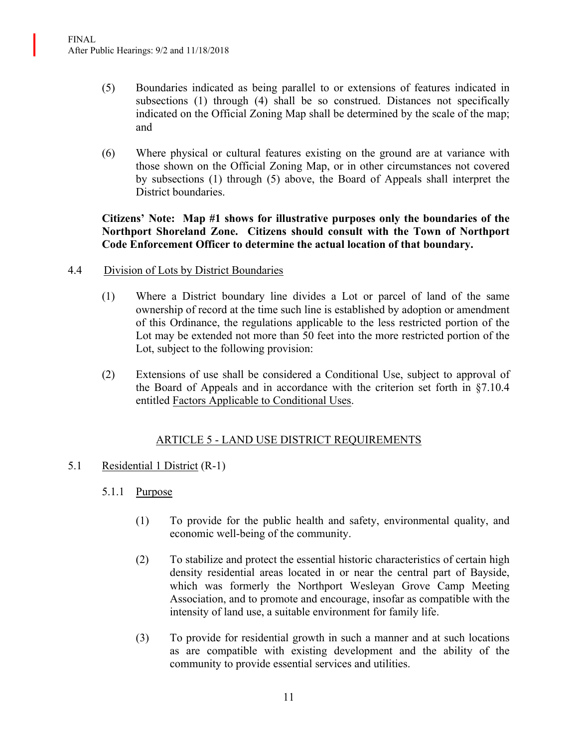(5) Boundaries indicated as being parallel to or extensions of features indicated in subsections (1) through (4) shall be so construed. Distances not specifically indicated on the Official Zoning Map shall be determined by the scale of the map; and

(6) Where physical or cultural features existing on the ground are at variance with those shown on the Official Zoning Map, or in other circumstances not covered by subsections (1) through (5) above, the Board of Appeals shall interpret the District boundaries.

**Citizens' Note: Map #1 shows for illustrative purposes only the boundaries of the Northport Shoreland Zone. Citizens should consult with the Town of Northport Code Enforcement Officer to determine the actual location of that boundary.**

4.4 Division of Lots by District Boundaries

(1) Where a District boundary line divides a Lot or parcel of land of the same ownership of record at the time such line is established by adoption or amendment of this Ordinance, the regulations applicable to the less restricted portion of the Lot may be extended not more than 50 feet into the more restricted portion of the Lot, subject to the following provision:

(2) Extensions of use shall be considered a Conditional Use, subject to approval of the Board of Appeals and in accordance with the criterion set forth in §7.10.4 entitled Factors Applicable to Conditional Uses.

## ARTICLE 5 - LAND USE DISTRICT REQUIREMENTS

5.1 Residential 1 District (R-1)

5.1.1 Purpose

(1) To provide for the public health and safety, environmental quality, and economic well-being of the community.

(2) To stabilize and protect the essential historic characteristics of certain high density residential areas located in or near the central part of Bayside, which was formerly the Northport Wesleyan Grove Camp Meeting Association, and to promote and encourage, insofar as compatible with the intensity of land use, a suitable environment for family life.

(3) To provide for residential growth in such a manner and at such locations as are compatible with existing development and the ability of the community to provide essential services and utilities.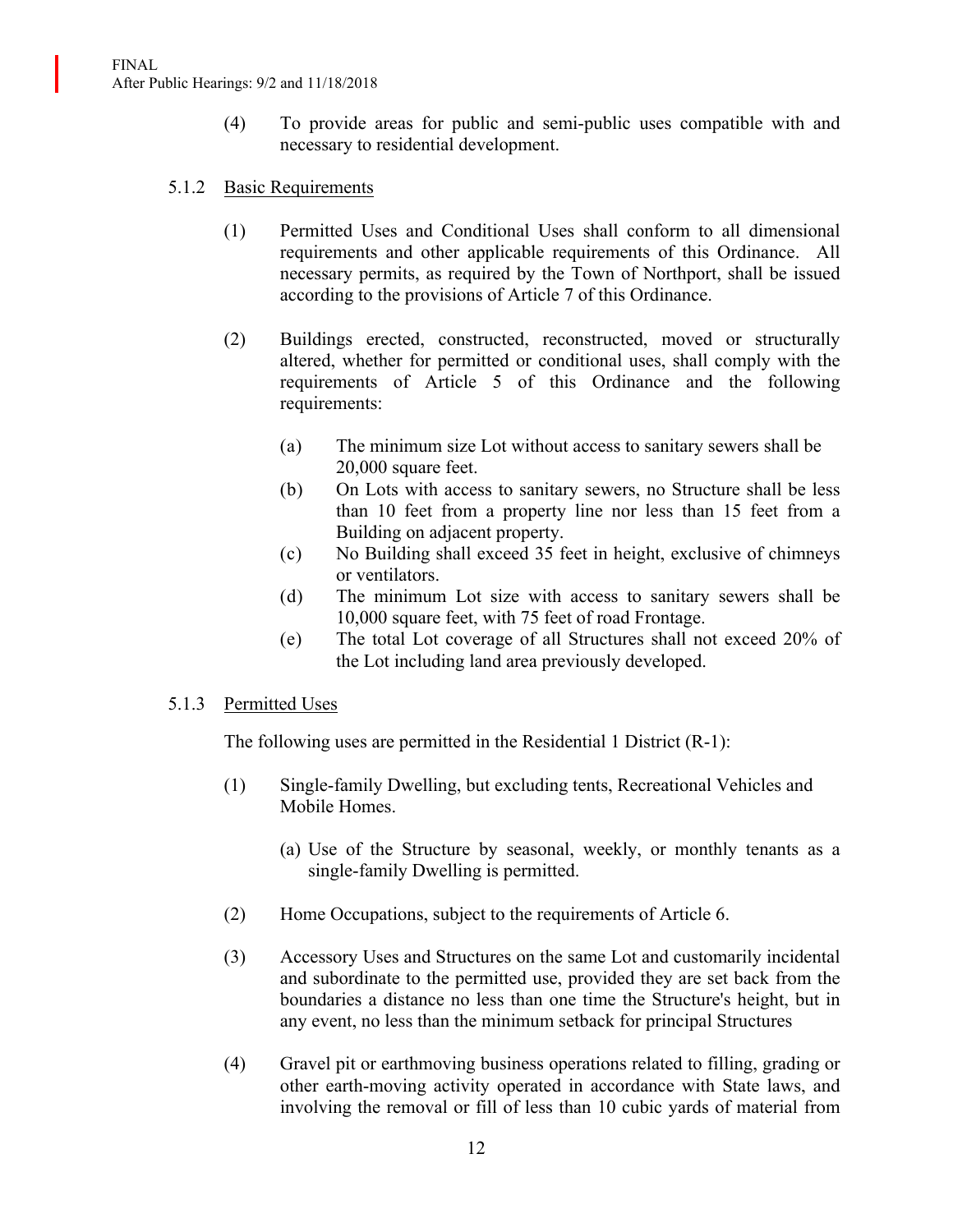(4) To provide areas for public and semi-public uses compatible with and necessary to residential development.

### 5.1.2 Basic Requirements

(1) Permitted Uses and Conditional Uses shall conform to all dimensional requirements and other applicable requirements of this Ordinance. All necessary permits, as required by the Town of Northport, shall be issued according to the provisions of Article 7 of this Ordinance.

(2) Buildings erected, constructed, reconstructed, moved or structurally altered, whether for permitted or conditional uses, shall comply with the requirements of Article 5 of this Ordinance and the following requirements:

(a) The minimum size Lot without access to sanitary sewers shall be 20,000 square feet.

(b) On Lots with access to sanitary sewers, no Structure shall be less than 10 feet from a property line nor less than 15 feet from a Building on adjacent property.

(c) No Building shall exceed 35 feet in height, exclusive of chimneys or ventilators.

(d) The minimum Lot size with access to sanitary sewers shall be 10,000 square feet, with 75 feet of road Frontage.

(e) The total Lot coverage of all Structures shall not exceed 20% of the Lot including land area previously developed.

### 5.1.3 Permitted Uses

The following uses are permitted in the Residential 1 District (R-1):

(1) Single-family Dwelling, but excluding tents, Recreational Vehicles and Mobile Homes.

(a) Use of the Structure by seasonal, weekly, or monthly tenants as a single-family Dwelling is permitted.

(2) Home Occupations, subject to the requirements of Article 6.

(3) Accessory Uses and Structures on the same Lot and customarily incidental and subordinate to the permitted use, provided they are set back from the boundaries a distance no less than one time the Structure's height, but in any event, no less than the minimum setback for principal Structures

(4) Gravel pit or earthmoving business operations related to filling, grading or other earth-moving activity operated in accordance with State laws, and involving the removal or fill of less than 10 cubic yards of material from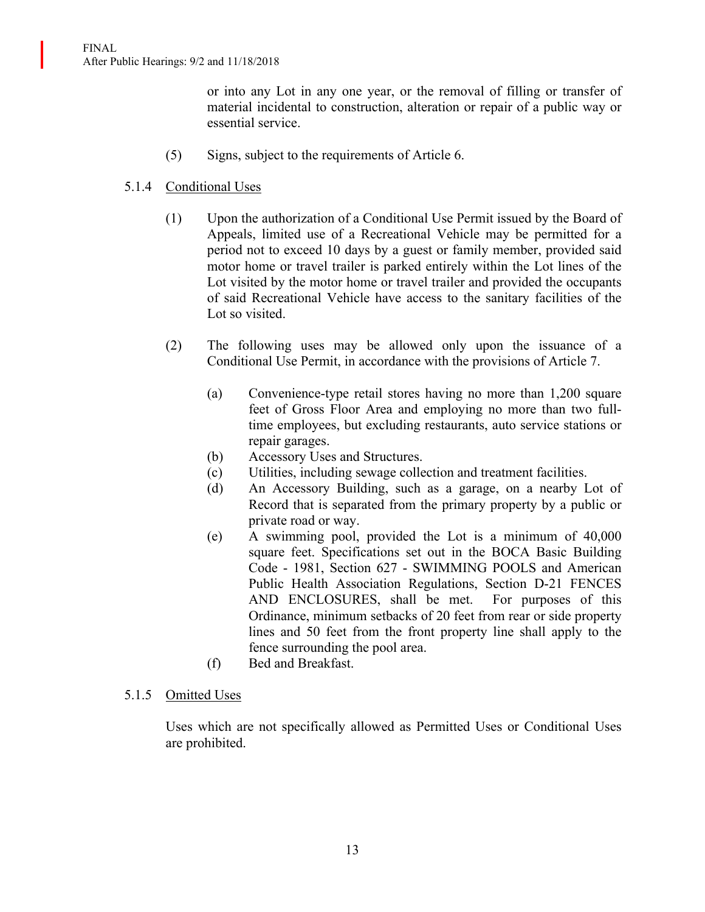or into any Lot in any one year, or the removal of filling or transfer of material incidental to construction, alteration or repair of a public way or essential service.

(5) Signs, subject to the requirements of Article 6.

### 5.1.4 Conditional Uses

(1) Upon the authorization of a Conditional Use Permit issued by the Board of Appeals, limited use of a Recreational Vehicle may be permitted for a period not to exceed 10 days by a guest or family member, provided said motor home or travel trailer is parked entirely within the Lot lines of the Lot visited by the motor home or travel trailer and provided the occupants of said Recreational Vehicle have access to the sanitary facilities of the Lot so visited.

(2) The following uses may be allowed only upon the issuance of a Conditional Use Permit, in accordance with the provisions of Article 7.

(a) Convenience-type retail stores having no more than 1,200 square feet of Gross Floor Area and employing no more than two full-time employees, but excluding restaurants, auto service stations or repair garages.
(b) Accessory Uses and Structures.
(c) Utilities, including sewage collection and treatment facilities.
(d) An Accessory Building, such as a garage, on a nearby Lot of Record that is separated from the primary property by a public or private road or way.
(e) A swimming pool, provided the Lot is a minimum of 40,000 square feet. Specifications set out in the BOCA Basic Building Code - 1981, Section 627 - SWIMMING POOLS and American Public Health Association Regulations, Section D-21 FENCES AND ENCLOSURES, shall be met. For purposes of this Ordinance, minimum setbacks of 20 feet from rear or side property lines and 50 feet from the front property line shall apply to the fence surrounding the pool area.
(f) Bed and Breakfast.

### 5.1.5 Omitted Uses

Uses which are not specifically allowed as Permitted Uses or Conditional Uses are prohibited.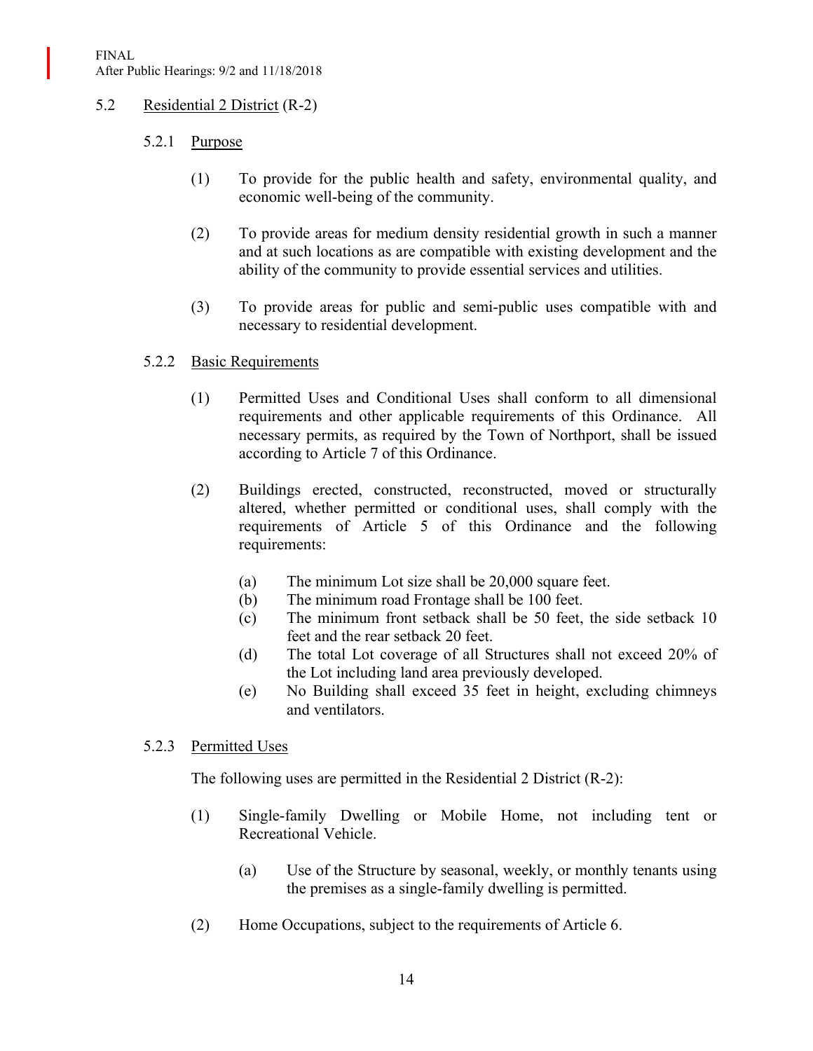## 5.2 Residential 2 District (R-2)

### 5.2.1 Purpose

(1) To provide for the public health and safety, environmental quality, and economic well-being of the community.

(2) To provide areas for medium density residential growth in such a manner and at such locations as are compatible with existing development and the ability of the community to provide essential services and utilities.

(3) To provide areas for public and semi-public uses compatible with and necessary to residential development.

### 5.2.2 Basic Requirements

(1) Permitted Uses and Conditional Uses shall conform to all dimensional requirements and other applicable requirements of this Ordinance. All necessary permits, as required by the Town of Northport, shall be issued according to Article 7 of this Ordinance.

(2) Buildings erected, constructed, reconstructed, moved or structurally altered, whether permitted or conditional uses, shall comply with the requirements of Article 5 of this Ordinance and the following requirements:

- (a) The minimum Lot size shall be 20,000 square feet.
- (b) The minimum road Frontage shall be 100 feet.
- (c) The minimum front setback shall be 50 feet, the side setback 10 feet and the rear setback 20 feet.
- (d) The total Lot coverage of all Structures shall not exceed 20% of the Lot including land area previously developed.
- (e) No Building shall exceed 35 feet in height, excluding chimneys and ventilators.

### 5.2.3 Permitted Uses

The following uses are permitted in the Residential 2 District (R-2):

(1) Single-family Dwelling or Mobile Home, not including tent or Recreational Vehicle.

- (a) Use of the Structure by seasonal, weekly, or monthly tenants using the premises as a single-family dwelling is permitted.

(2) Home Occupations, subject to the requirements of Article 6.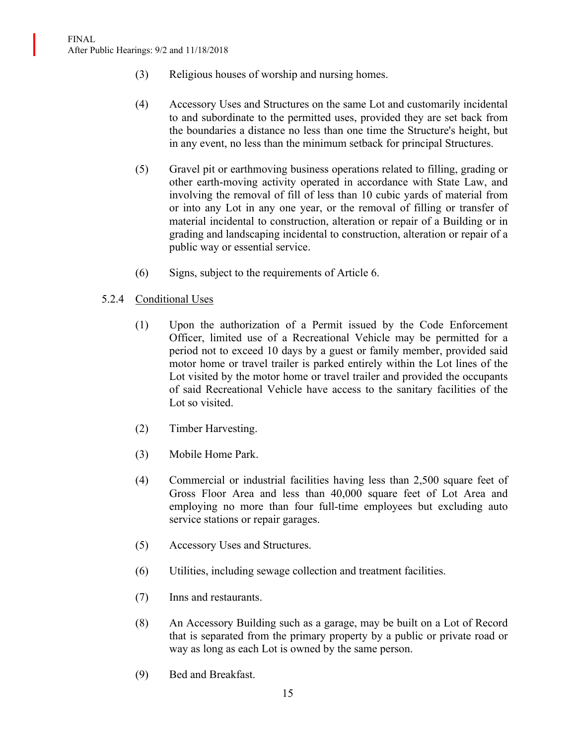(3) Religious houses of worship and nursing homes.

(4) Accessory Uses and Structures on the same Lot and customarily incidental to and subordinate to the permitted uses, provided they are set back from the boundaries a distance no less than one time the Structure's height, but in any event, no less than the minimum setback for principal Structures.

(5) Gravel pit or earthmoving business operations related to filling, grading or other earth-moving activity operated in accordance with State Law, and involving the removal of fill of less than 10 cubic yards of material from or into any Lot in any one year, or the removal of filling or transfer of material incidental to construction, alteration or repair of a Building or in grading and landscaping incidental to construction, alteration or repair of a public way or essential service.

(6) Signs, subject to the requirements of Article 6.

5.2.4 <u>Conditional Uses</u>

(1) Upon the authorization of a Permit issued by the Code Enforcement Officer, limited use of a Recreational Vehicle may be permitted for a period not to exceed 10 days by a guest or family member, provided said motor home or travel trailer is parked entirely within the Lot lines of the Lot visited by the motor home or travel trailer and provided the occupants of said Recreational Vehicle have access to the sanitary facilities of the Lot so visited.

(2) Timber Harvesting.

(3) Mobile Home Park.

(4) Commercial or industrial facilities having less than 2,500 square feet of Gross Floor Area and less than 40,000 square feet of Lot Area and employing no more than four full-time employees but excluding auto service stations or repair garages.

(5) Accessory Uses and Structures.

(6) Utilities, including sewage collection and treatment facilities.

(7) Inns and restaurants.

(8) An Accessory Building such as a garage, may be built on a Lot of Record that is separated from the primary property by a public or private road or way as long as each Lot is owned by the same person.

(9) Bed and Breakfast.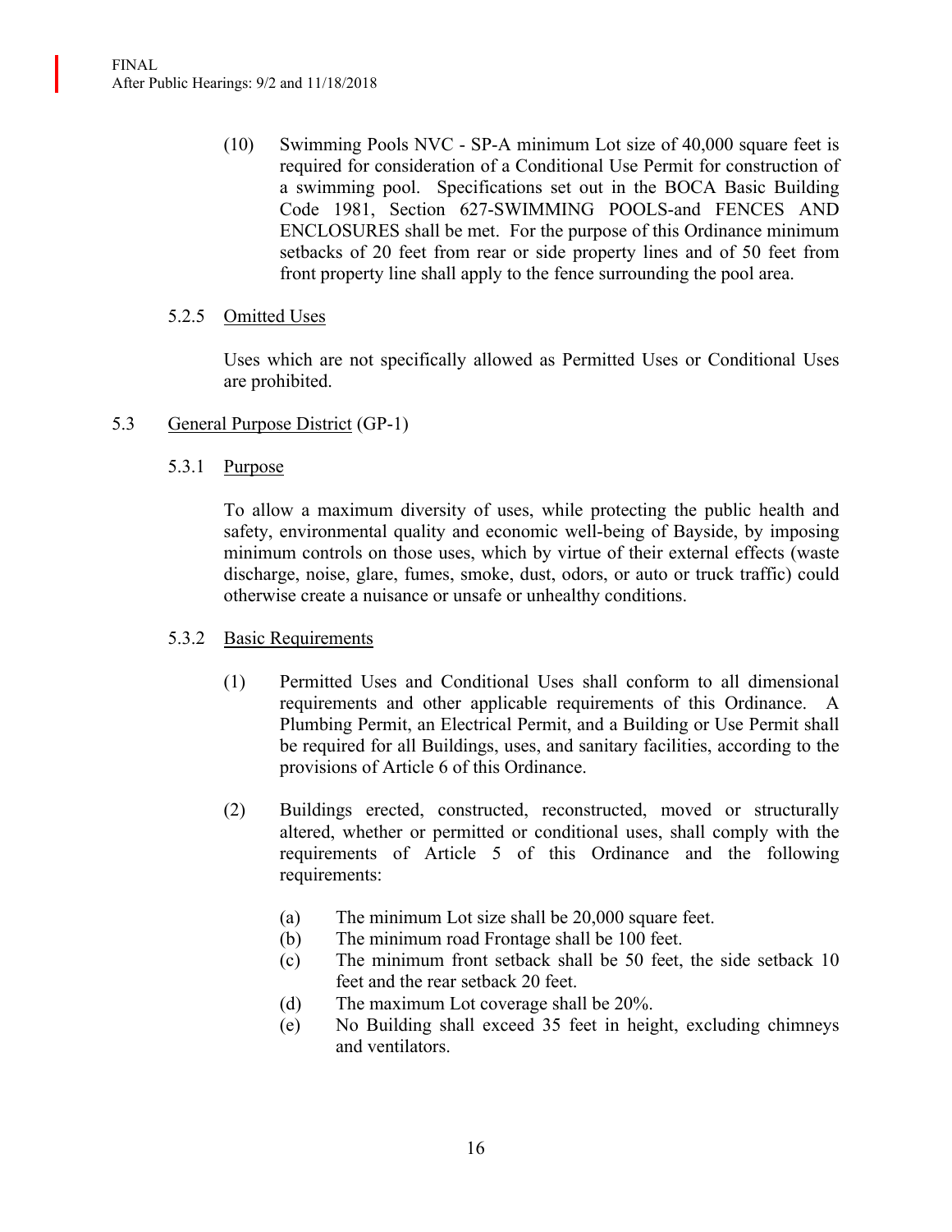(10) Swimming Pools NVC - SP-A minimum Lot size of 40,000 square feet is required for consideration of a Conditional Use Permit for construction of a swimming pool. Specifications set out in the BOCA Basic Building Code 1981, Section 627-SWIMMING POOLS-and FENCES AND ENCLOSURES shall be met. For the purpose of this Ordinance minimum setbacks of 20 feet from rear or side property lines and of 50 feet from front property line shall apply to the fence surrounding the pool area.

#### 5.2.5 Omitted Uses

Uses which are not specifically allowed as Permitted Uses or Conditional Uses are prohibited.

### 5.3 General Purpose District (GP-1)

#### 5.3.1 Purpose

To allow a maximum diversity of uses, while protecting the public health and safety, environmental quality and economic well-being of Bayside, by imposing minimum controls on those uses, which by virtue of their external effects (waste discharge, noise, glare, fumes, smoke, dust, odors, or auto or truck traffic) could otherwise create a nuisance or unsafe or unhealthy conditions.

#### 5.3.2 Basic Requirements

(1) Permitted Uses and Conditional Uses shall conform to all dimensional requirements and other applicable requirements of this Ordinance. A Plumbing Permit, an Electrical Permit, and a Building or Use Permit shall be required for all Buildings, uses, and sanitary facilities, according to the provisions of Article 6 of this Ordinance.

(2) Buildings erected, constructed, reconstructed, moved or structurally altered, whether or permitted or conditional uses, shall comply with the requirements of Article 5 of this Ordinance and the following requirements:

- (a) The minimum Lot size shall be 20,000 square feet.
- (b) The minimum road Frontage shall be 100 feet.
- (c) The minimum front setback shall be 50 feet, the side setback 10 feet and the rear setback 20 feet.
- (d) The maximum Lot coverage shall be 20%.
- (e) No Building shall exceed 35 feet in height, excluding chimneys and ventilators.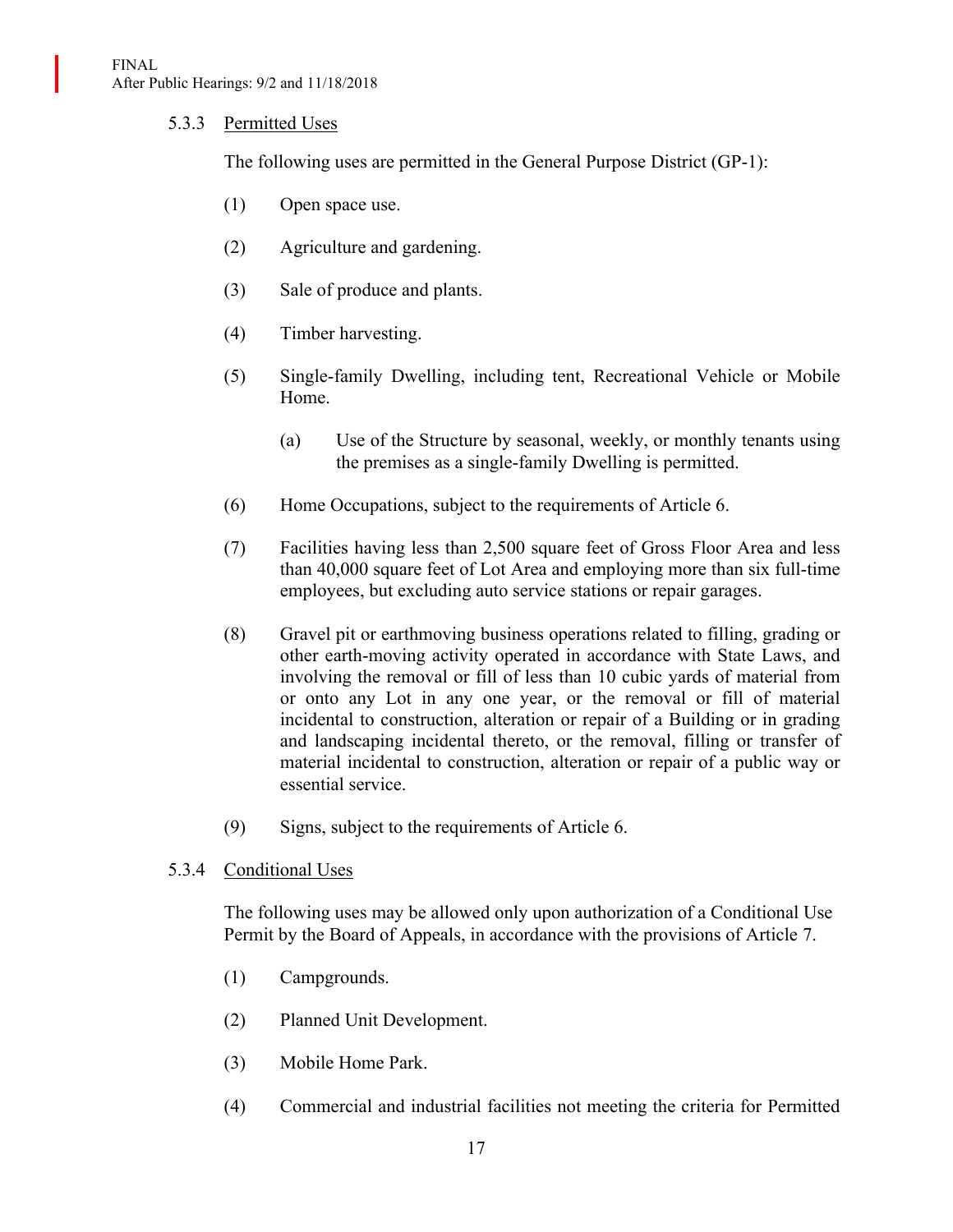5.3.3 Permitted Uses

The following uses are permitted in the General Purpose District (GP-1):

(1) Open space use.

(2) Agriculture and gardening.

(3) Sale of produce and plants.

(4) Timber harvesting.

(5) Single-family Dwelling, including tent, Recreational Vehicle or Mobile Home.

  (a) Use of the Structure by seasonal, weekly, or monthly tenants using the premises as a single-family Dwelling is permitted.

(6) Home Occupations, subject to the requirements of Article 6.

(7) Facilities having less than 2,500 square feet of Gross Floor Area and less than 40,000 square feet of Lot Area and employing more than six full-time employees, but excluding auto service stations or repair garages.

(8) Gravel pit or earthmoving business operations related to filling, grading or other earth-moving activity operated in accordance with State Laws, and involving the removal or fill of less than 10 cubic yards of material from or onto any Lot in any one year, or the removal or fill of material incidental to construction, alteration or repair of a Building or in grading and landscaping incidental thereto, or the removal, filling or transfer of material incidental to construction, alteration or repair of a public way or essential service.

(9) Signs, subject to the requirements of Article 6.

5.3.4 Conditional Uses

The following uses may be allowed only upon authorization of a Conditional Use Permit by the Board of Appeals, in accordance with the provisions of Article 7.

(1) Campgrounds.

(2) Planned Unit Development.

(3) Mobile Home Park.

(4) Commercial and industrial facilities not meeting the criteria for Permitted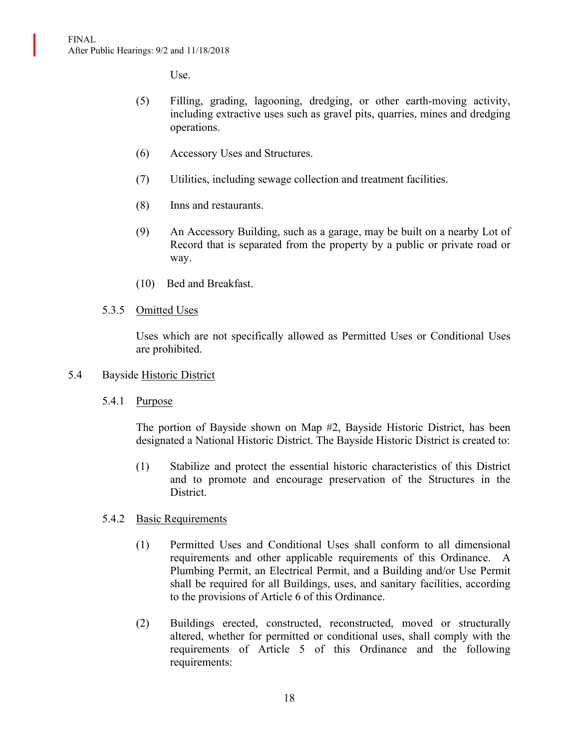Use.

(5) Filling, grading, lagooning, dredging, or other earth-moving activity, including extractive uses such as gravel pits, quarries, mines and dredging operations.

(6) Accessory Uses and Structures.

(7) Utilities, including sewage collection and treatment facilities.

(8) Inns and restaurants.

(9) An Accessory Building, such as a garage, may be built on a nearby Lot of Record that is separated from the property by a public or private road or way.

(10) Bed and Breakfast.

5.3.5 Omitted Uses

Uses which are not specifically allowed as Permitted Uses or Conditional Uses are prohibited.

## 5.4 Bayside Historic District

5.4.1 Purpose

The portion of Bayside shown on Map #2, Bayside Historic District, has been designated a National Historic District. The Bayside Historic District is created to:

(1) Stabilize and protect the essential historic characteristics of this District and to promote and encourage preservation of the Structures in the District.

5.4.2 Basic Requirements

(1) Permitted Uses and Conditional Uses shall conform to all dimensional requirements and other applicable requirements of this Ordinance. A Plumbing Permit, an Electrical Permit, and a Building and/or Use Permit shall be required for all Buildings, uses, and sanitary facilities, according to the provisions of Article 6 of this Ordinance.

(2) Buildings erected, constructed, reconstructed, moved or structurally altered, whether for permitted or conditional uses, shall comply with the requirements of Article 5 of this Ordinance and the following requirements: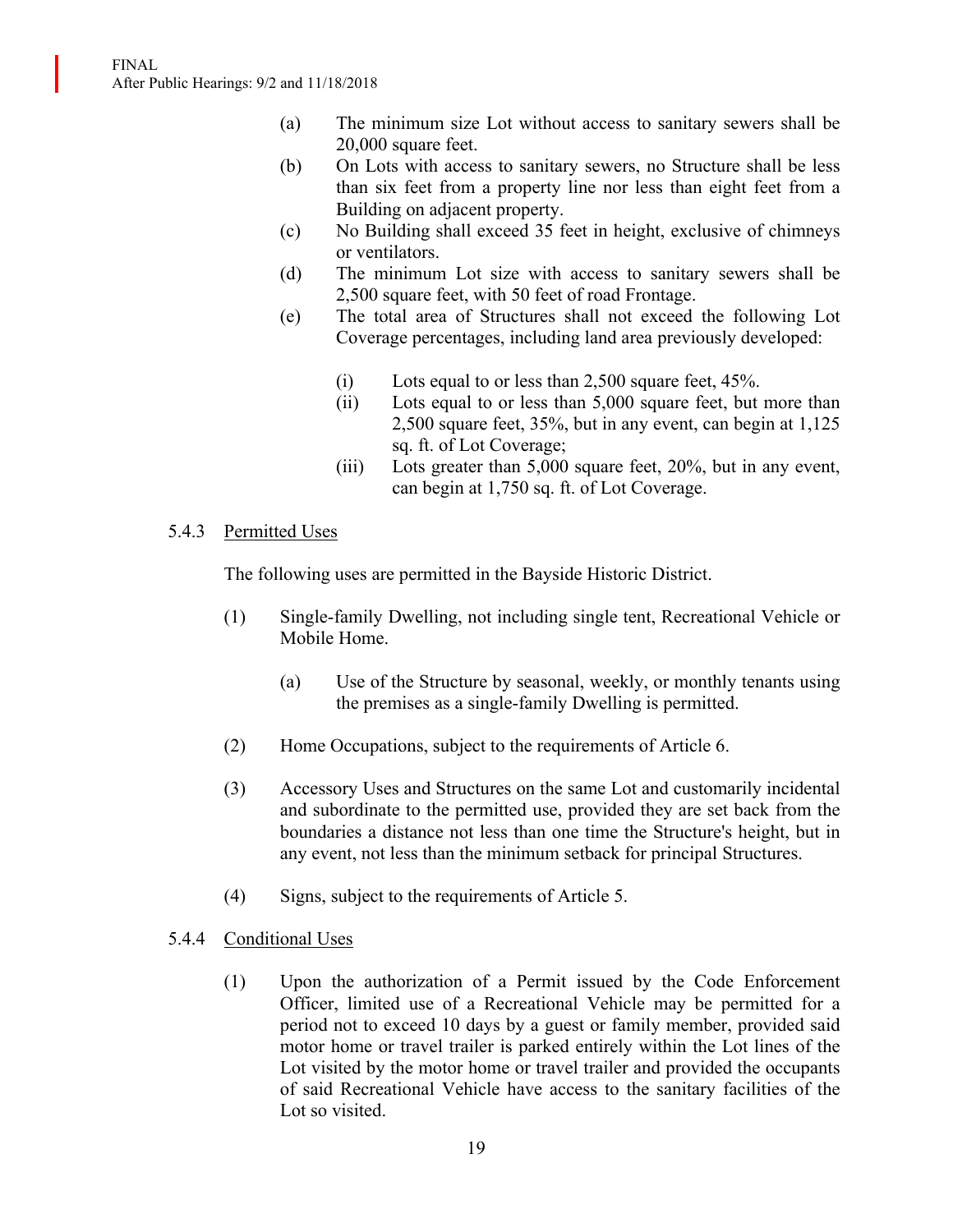(a) The minimum size Lot without access to sanitary sewers shall be 20,000 square feet.

(b) On Lots with access to sanitary sewers, no Structure shall be less than six feet from a property line nor less than eight feet from a Building on adjacent property.

(c) No Building shall exceed 35 feet in height, exclusive of chimneys or ventilators.

(d) The minimum Lot size with access to sanitary sewers shall be 2,500 square feet, with 50 feet of road Frontage.

(e) The total area of Structures shall not exceed the following Lot Coverage percentages, including land area previously developed:

   (i) Lots equal to or less than 2,500 square feet, 45%.

   (ii) Lots equal to or less than 5,000 square feet, but more than 2,500 square feet, 35%, but in any event, can begin at 1,125 sq. ft. of Lot Coverage;

   (iii) Lots greater than 5,000 square feet, 20%, but in any event, can begin at 1,750 sq. ft. of Lot Coverage.

5.4.3 <u>Permitted Uses</u>

The following uses are permitted in the Bayside Historic District.

(1) Single-family Dwelling, not including single tent, Recreational Vehicle or Mobile Home.

   (a) Use of the Structure by seasonal, weekly, or monthly tenants using the premises as a single-family Dwelling is permitted.

(2) Home Occupations, subject to the requirements of Article 6.

(3) Accessory Uses and Structures on the same Lot and customarily incidental and subordinate to the permitted use, provided they are set back from the boundaries a distance not less than one time the Structure's height, but in any event, not less than the minimum setback for principal Structures.

(4) Signs, subject to the requirements of Article 5.

5.4.4 <u>Conditional Uses</u>

(1) Upon the authorization of a Permit issued by the Code Enforcement Officer, limited use of a Recreational Vehicle may be permitted for a period not to exceed 10 days by a guest or family member, provided said motor home or travel trailer is parked entirely within the Lot lines of the Lot visited by the motor home or travel trailer and provided the occupants of said Recreational Vehicle have access to the sanitary facilities of the Lot so visited.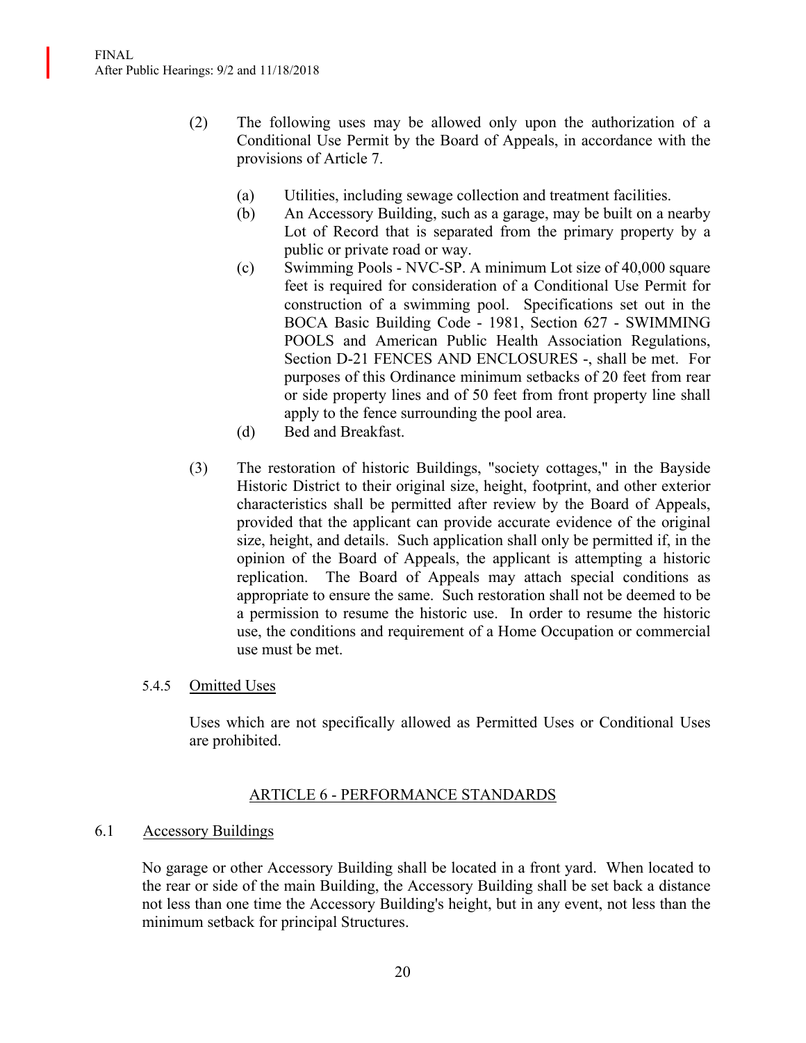(2) The following uses may be allowed only upon the authorization of a Conditional Use Permit by the Board of Appeals, in accordance with the provisions of Article 7.

   (a) Utilities, including sewage collection and treatment facilities.
   (b) An Accessory Building, such as a garage, may be built on a nearby Lot of Record that is separated from the primary property by a public or private road or way.
   (c) Swimming Pools - NVC-SP. A minimum Lot size of 40,000 square feet is required for consideration of a Conditional Use Permit for construction of a swimming pool. Specifications set out in the BOCA Basic Building Code - 1981, Section 627 - SWIMMING POOLS and American Public Health Association Regulations, Section D-21 FENCES AND ENCLOSURES -, shall be met. For purposes of this Ordinance minimum setbacks of 20 feet from rear or side property lines and of 50 feet from front property line shall apply to the fence surrounding the pool area.
   (d) Bed and Breakfast.

(3) The restoration of historic Buildings, "society cottages," in the Bayside Historic District to their original size, height, footprint, and other exterior characteristics shall be permitted after review by the Board of Appeals, provided that the applicant can provide accurate evidence of the original size, height, and details. Such application shall only be permitted if, in the opinion of the Board of Appeals, the applicant is attempting a historic replication. The Board of Appeals may attach special conditions as appropriate to ensure the same. Such restoration shall not be deemed to be a permission to resume the historic use. In order to resume the historic use, the conditions and requirement of a Home Occupation or commercial use must be met.

5.4.5 Omitted Uses

Uses which are not specifically allowed as Permitted Uses or Conditional Uses are prohibited.

## ARTICLE 6 - PERFORMANCE STANDARDS

### 6.1 Accessory Buildings

No garage or other Accessory Building shall be located in a front yard. When located to the rear or side of the main Building, the Accessory Building shall be set back a distance not less than one time the Accessory Building's height, but in any event, not less than the minimum setback for principal Structures.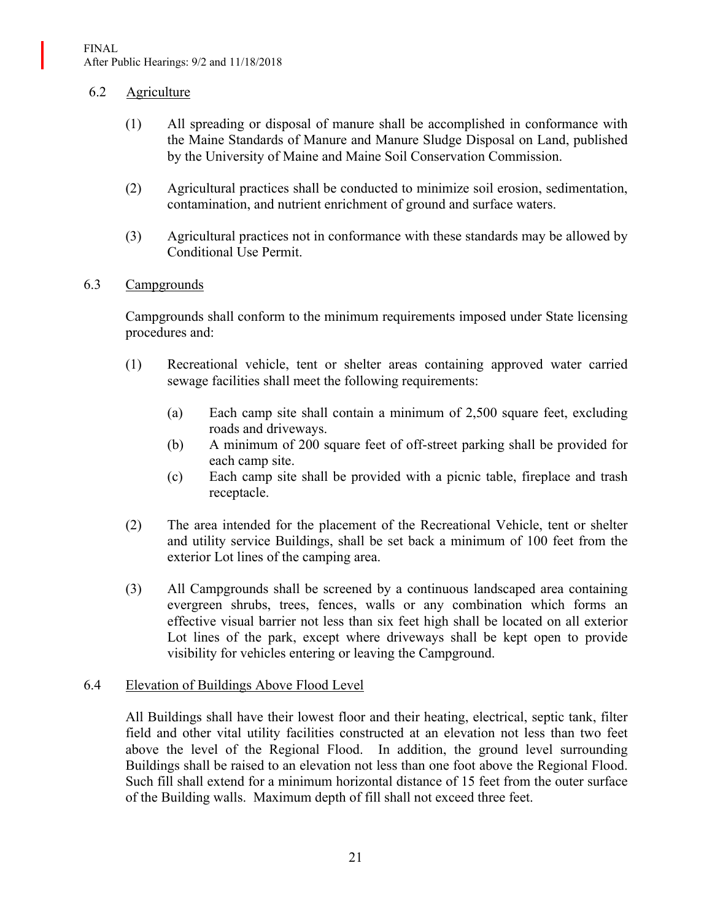### 6.2 Agriculture

(1) All spreading or disposal of manure shall be accomplished in conformance with the Maine Standards of Manure and Manure Sludge Disposal on Land, published by the University of Maine and Maine Soil Conservation Commission.

(2) Agricultural practices shall be conducted to minimize soil erosion, sedimentation, contamination, and nutrient enrichment of ground and surface waters.

(3) Agricultural practices not in conformance with these standards may be allowed by Conditional Use Permit.

### 6.3 Campgrounds

Campgrounds shall conform to the minimum requirements imposed under State licensing procedures and:

(1) Recreational vehicle, tent or shelter areas containing approved water carried sewage facilities shall meet the following requirements:

   (a) Each camp site shall contain a minimum of 2,500 square feet, excluding roads and driveways.
   (b) A minimum of 200 square feet of off-street parking shall be provided for each camp site.
   (c) Each camp site shall be provided with a picnic table, fireplace and trash receptacle.

(2) The area intended for the placement of the Recreational Vehicle, tent or shelter and utility service Buildings, shall be set back a minimum of 100 feet from the exterior Lot lines of the camping area.

(3) All Campgrounds shall be screened by a continuous landscaped area containing evergreen shrubs, trees, fences, walls or any combination which forms an effective visual barrier not less than six feet high shall be located on all exterior Lot lines of the park, except where driveways shall be kept open to provide visibility for vehicles entering or leaving the Campground.

### 6.4 Elevation of Buildings Above Flood Level

All Buildings shall have their lowest floor and their heating, electrical, septic tank, filter field and other vital utility facilities constructed at an elevation not less than two feet above the level of the Regional Flood. In addition, the ground level surrounding Buildings shall be raised to an elevation not less than one foot above the Regional Flood. Such fill shall extend for a minimum horizontal distance of 15 feet from the outer surface of the Building walls. Maximum depth of fill shall not exceed three feet.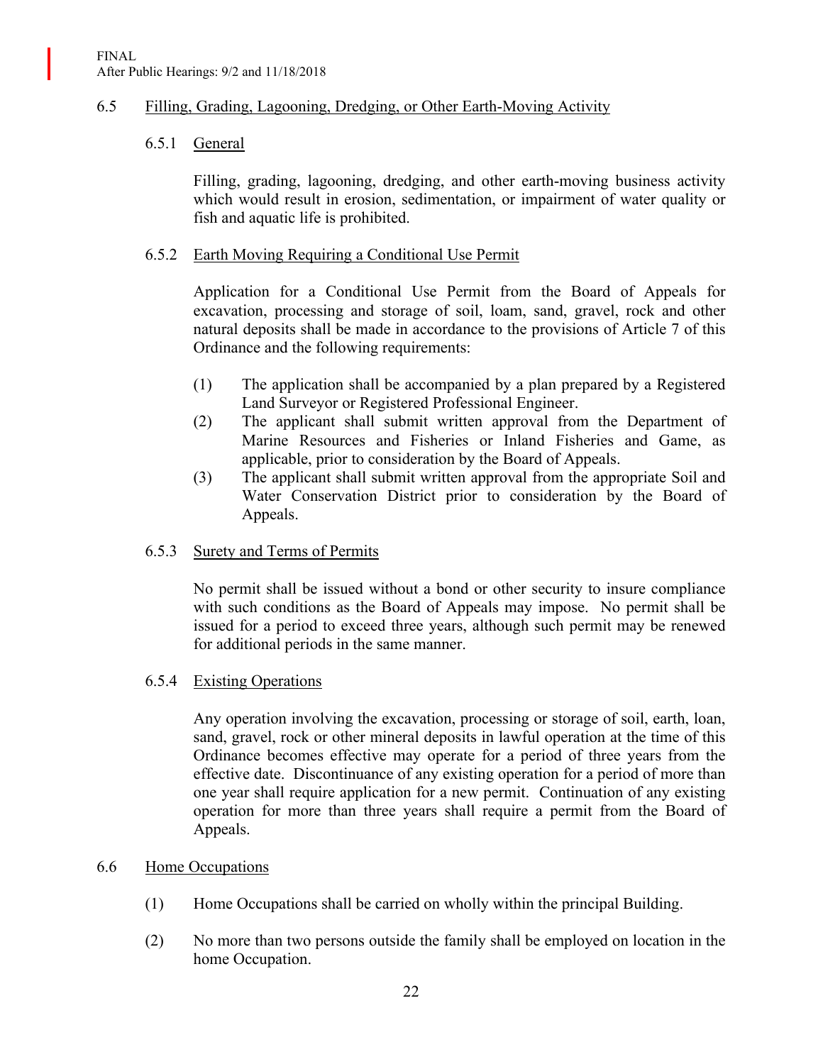## 6.5 Filling, Grading, Lagooning, Dredging, or Other Earth-Moving Activity

### 6.5.1 General

Filling, grading, lagooning, dredging, and other earth-moving business activity which would result in erosion, sedimentation, or impairment of water quality or fish and aquatic life is prohibited.

### 6.5.2 Earth Moving Requiring a Conditional Use Permit

Application for a Conditional Use Permit from the Board of Appeals for excavation, processing and storage of soil, loam, sand, gravel, rock and other natural deposits shall be made in accordance to the provisions of Article 7 of this Ordinance and the following requirements:

(1) The application shall be accompanied by a plan prepared by a Registered Land Surveyor or Registered Professional Engineer.

(2) The applicant shall submit written approval from the Department of Marine Resources and Fisheries or Inland Fisheries and Game, as applicable, prior to consideration by the Board of Appeals.

(3) The applicant shall submit written approval from the appropriate Soil and Water Conservation District prior to consideration by the Board of Appeals.

### 6.5.3 Surety and Terms of Permits

No permit shall be issued without a bond or other security to insure compliance with such conditions as the Board of Appeals may impose. No permit shall be issued for a period to exceed three years, although such permit may be renewed for additional periods in the same manner.

### 6.5.4 Existing Operations

Any operation involving the excavation, processing or storage of soil, earth, loan, sand, gravel, rock or other mineral deposits in lawful operation at the time of this Ordinance becomes effective may operate for a period of three years from the effective date. Discontinuance of any existing operation for a period of more than one year shall require application for a new permit. Continuation of any existing operation for more than three years shall require a permit from the Board of Appeals.

## 6.6 Home Occupations

(1) Home Occupations shall be carried on wholly within the principal Building.

(2) No more than two persons outside the family shall be employed on location in the home Occupation.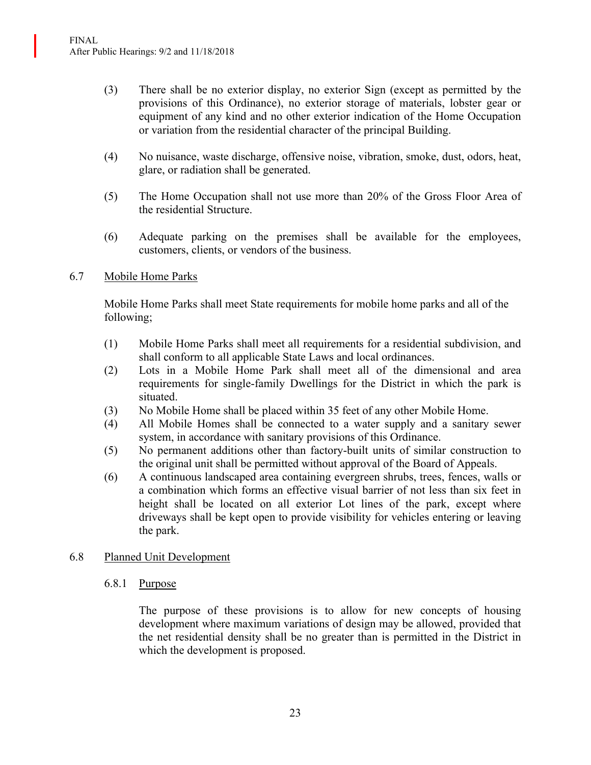(3) There shall be no exterior display, no exterior Sign (except as permitted by the provisions of this Ordinance), no exterior storage of materials, lobster gear or equipment of any kind and no other exterior indication of the Home Occupation or variation from the residential character of the principal Building.

(4) No nuisance, waste discharge, offensive noise, vibration, smoke, dust, odors, heat, glare, or radiation shall be generated.

(5) The Home Occupation shall not use more than 20% of the Gross Floor Area of the residential Structure.

(6) Adequate parking on the premises shall be available for the employees, customers, clients, or vendors of the business.

## 6.7 Mobile Home Parks

Mobile Home Parks shall meet State requirements for mobile home parks and all of the following;

(1) Mobile Home Parks shall meet all requirements for a residential subdivision, and shall conform to all applicable State Laws and local ordinances.

(2) Lots in a Mobile Home Park shall meet all of the dimensional and area requirements for single-family Dwellings for the District in which the park is situated.

(3) No Mobile Home shall be placed within 35 feet of any other Mobile Home.

(4) All Mobile Homes shall be connected to a water supply and a sanitary sewer system, in accordance with sanitary provisions of this Ordinance.

(5) No permanent additions other than factory-built units of similar construction to the original unit shall be permitted without approval of the Board of Appeals.

(6) A continuous landscaped area containing evergreen shrubs, trees, fences, walls or a combination which forms an effective visual barrier of not less than six feet in height shall be located on all exterior Lot lines of the park, except where driveways shall be kept open to provide visibility for vehicles entering or leaving the park.

## 6.8 Planned Unit Development

### 6.8.1 Purpose

The purpose of these provisions is to allow for new concepts of housing development where maximum variations of design may be allowed, provided that the net residential density shall be no greater than is permitted in the District in which the development is proposed.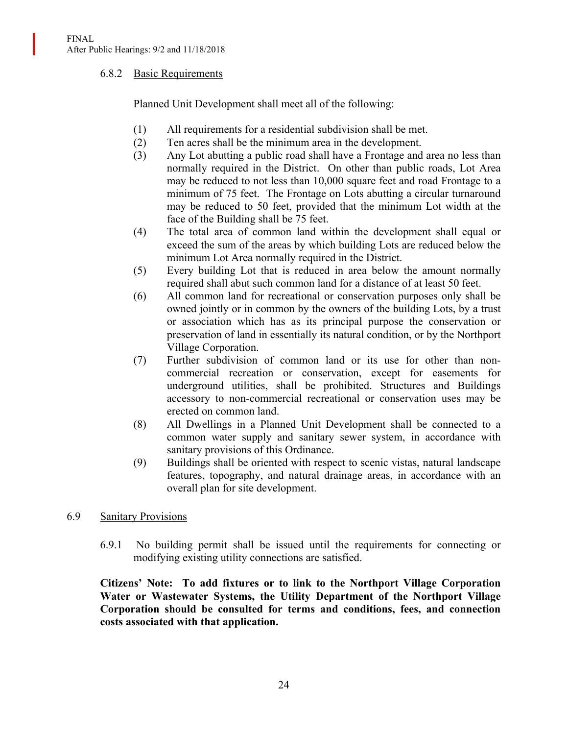### 6.8.2 Basic Requirements

Planned Unit Development shall meet all of the following:

(1) All requirements for a residential subdivision shall be met.

(2) Ten acres shall be the minimum area in the development.

(3) Any Lot abutting a public road shall have a Frontage and area no less than normally required in the District. On other than public roads, Lot Area may be reduced to not less than 10,000 square feet and road Frontage to a minimum of 75 feet. The Frontage on Lots abutting a circular turnaround may be reduced to 50 feet, provided that the minimum Lot width at the face of the Building shall be 75 feet.

(4) The total area of common land within the development shall equal or exceed the sum of the areas by which building Lots are reduced below the minimum Lot Area normally required in the District.

(5) Every building Lot that is reduced in area below the amount normally required shall abut such common land for a distance of at least 50 feet.

(6) All common land for recreational or conservation purposes only shall be owned jointly or in common by the owners of the building Lots, by a trust or association which has as its principal purpose the conservation or preservation of land in essentially its natural condition, or by the Northport Village Corporation.

(7) Further subdivision of common land or its use for other than non-commercial recreation or conservation, except for easements for underground utilities, shall be prohibited. Structures and Buildings accessory to non-commercial recreational or conservation uses may be erected on common land.

(8) All Dwellings in a Planned Unit Development shall be connected to a common water supply and sanitary sewer system, in accordance with sanitary provisions of this Ordinance.

(9) Buildings shall be oriented with respect to scenic vistas, natural landscape features, topography, and natural drainage areas, in accordance with an overall plan for site development.

## 6.9 Sanitary Provisions

6.9.1 No building permit shall be issued until the requirements for connecting or modifying existing utility connections are satisfied.

**Citizens' Note: To add fixtures or to link to the Northport Village Corporation Water or Wastewater Systems, the Utility Department of the Northport Village Corporation should be consulted for terms and conditions, fees, and connection costs associated with that application.**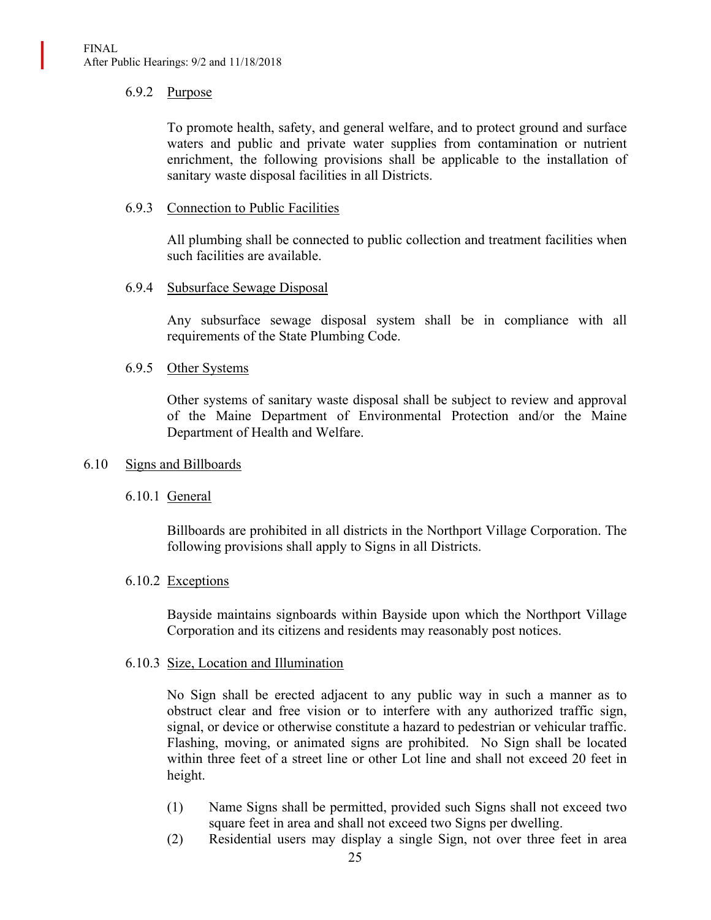#### 6.9.2 Purpose

To promote health, safety, and general welfare, and to protect ground and surface waters and public and private water supplies from contamination or nutrient enrichment, the following provisions shall be applicable to the installation of sanitary waste disposal facilities in all Districts.

#### 6.9.3 Connection to Public Facilities

All plumbing shall be connected to public collection and treatment facilities when such facilities are available.

#### 6.9.4 Subsurface Sewage Disposal

Any subsurface sewage disposal system shall be in compliance with all requirements of the State Plumbing Code.

#### 6.9.5 Other Systems

Other systems of sanitary waste disposal shall be subject to review and approval of the Maine Department of Environmental Protection and/or the Maine Department of Health and Welfare.

### 6.10 Signs and Billboards

#### 6.10.1 General

Billboards are prohibited in all districts in the Northport Village Corporation. The following provisions shall apply to Signs in all Districts.

#### 6.10.2 Exceptions

Bayside maintains signboards within Bayside upon which the Northport Village Corporation and its citizens and residents may reasonably post notices.

#### 6.10.3 Size, Location and Illumination

No Sign shall be erected adjacent to any public way in such a manner as to obstruct clear and free vision or to interfere with any authorized traffic sign, signal, or device or otherwise constitute a hazard to pedestrian or vehicular traffic. Flashing, moving, or animated signs are prohibited. No Sign shall be located within three feet of a street line or other Lot line and shall not exceed 20 feet in height.

(1) Name Signs shall be permitted, provided such Signs shall not exceed two square feet in area and shall not exceed two Signs per dwelling.

(2) Residential users may display a single Sign, not over three feet in area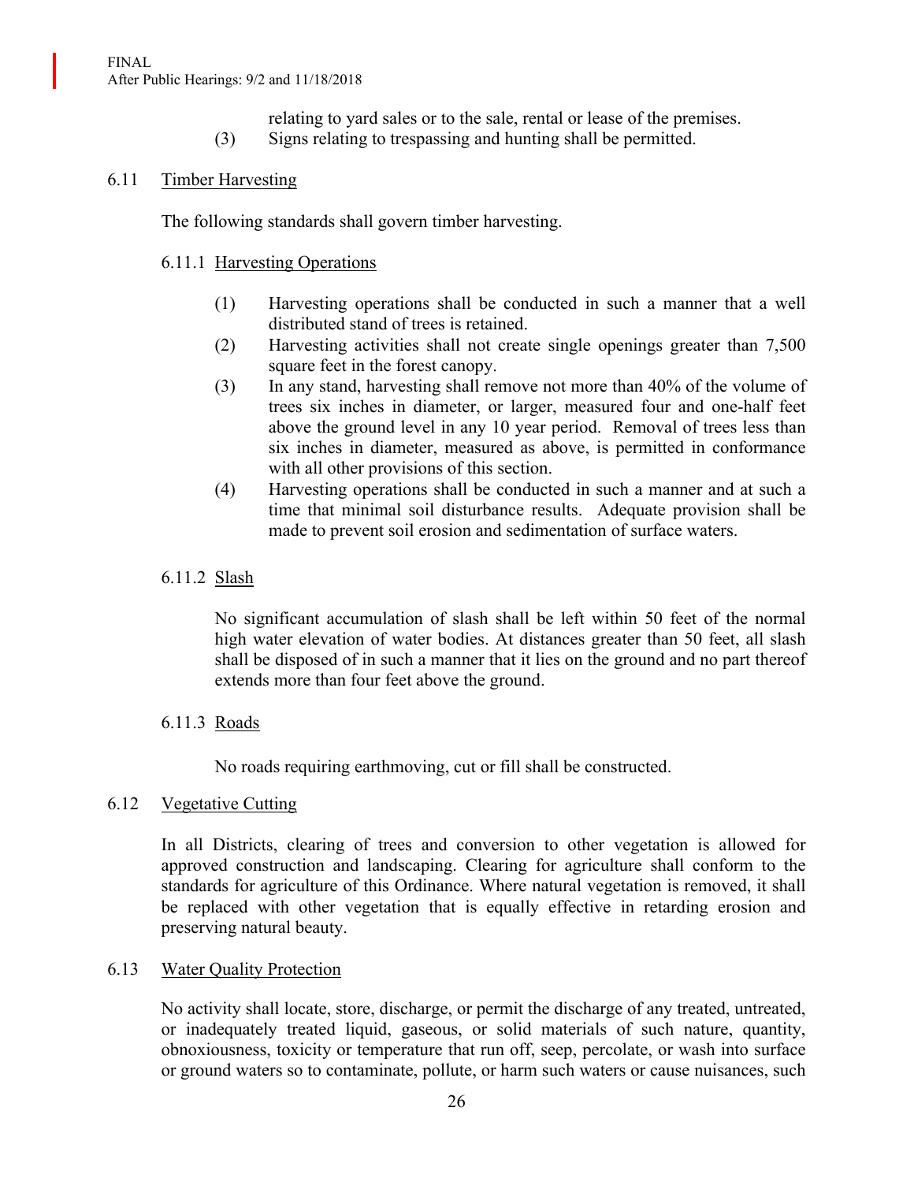relating to yard sales or to the sale, rental or lease of the premises.

(3) Signs relating to trespassing and hunting shall be permitted.

## 6.11 Timber Harvesting

The following standards shall govern timber harvesting.

### 6.11.1 Harvesting Operations

(1) Harvesting operations shall be conducted in such a manner that a well distributed stand of trees is retained.

(2) Harvesting activities shall not create single openings greater than 7,500 square feet in the forest canopy.

(3) In any stand, harvesting shall remove not more than 40% of the volume of trees six inches in diameter, or larger, measured four and one-half feet above the ground level in any 10 year period. Removal of trees less than six inches in diameter, measured as above, is permitted in conformance with all other provisions of this section.

(4) Harvesting operations shall be conducted in such a manner and at such a time that minimal soil disturbance results. Adequate provision shall be made to prevent soil erosion and sedimentation of surface waters.

### 6.11.2 Slash

No significant accumulation of slash shall be left within 50 feet of the normal high water elevation of water bodies. At distances greater than 50 feet, all slash shall be disposed of in such a manner that it lies on the ground and no part thereof extends more than four feet above the ground.

### 6.11.3 Roads

No roads requiring earthmoving, cut or fill shall be constructed.

## 6.12 Vegetative Cutting

In all Districts, clearing of trees and conversion to other vegetation is allowed for approved construction and landscaping. Clearing for agriculture shall conform to the standards for agriculture of this Ordinance. Where natural vegetation is removed, it shall be replaced with other vegetation that is equally effective in retarding erosion and preserving natural beauty.

## 6.13 Water Quality Protection

No activity shall locate, store, discharge, or permit the discharge of any treated, untreated, or inadequately treated liquid, gaseous, or solid materials of such nature, quantity, obnoxiousness, toxicity or temperature that run off, seep, percolate, or wash into surface or ground waters so to contaminate, pollute, or harm such waters or cause nuisances, such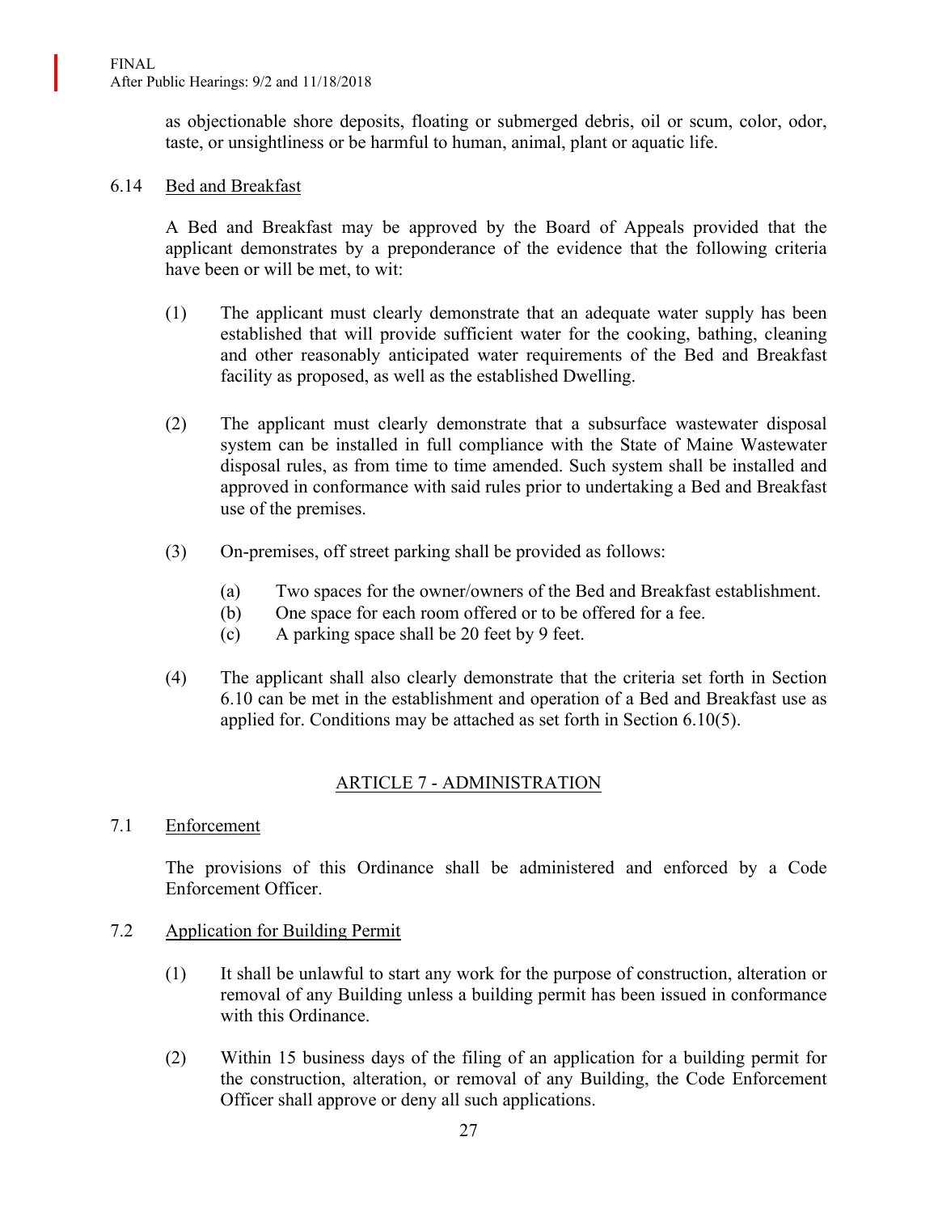as objectionable shore deposits, floating or submerged debris, oil or scum, color, odor, taste, or unsightliness or be harmful to human, animal, plant or aquatic life.

### 6.14 Bed and Breakfast

A Bed and Breakfast may be approved by the Board of Appeals provided that the applicant demonstrates by a preponderance of the evidence that the following criteria have been or will be met, to wit:

(1) The applicant must clearly demonstrate that an adequate water supply has been established that will provide sufficient water for the cooking, bathing, cleaning and other reasonably anticipated water requirements of the Bed and Breakfast facility as proposed, as well as the established Dwelling.

(2) The applicant must clearly demonstrate that a subsurface wastewater disposal system can be installed in full compliance with the State of Maine Wastewater disposal rules, as from time to time amended. Such system shall be installed and approved in conformance with said rules prior to undertaking a Bed and Breakfast use of the premises.

(3) On-premises, off street parking shall be provided as follows:

(a) Two spaces for the owner/owners of the Bed and Breakfast establishment.
(b) One space for each room offered or to be offered for a fee.
(c) A parking space shall be 20 feet by 9 feet.

(4) The applicant shall also clearly demonstrate that the criteria set forth in Section 6.10 can be met in the establishment and operation of a Bed and Breakfast use as applied for. Conditions may be attached as set forth in Section 6.10(5).

## ARTICLE 7 - ADMINISTRATION

### 7.1 Enforcement

The provisions of this Ordinance shall be administered and enforced by a Code Enforcement Officer.

### 7.2 Application for Building Permit

(1) It shall be unlawful to start any work for the purpose of construction, alteration or removal of any Building unless a building permit has been issued in conformance with this Ordinance.

(2) Within 15 business days of the filing of an application for a building permit for the construction, alteration, or removal of any Building, the Code Enforcement Officer shall approve or deny all such applications.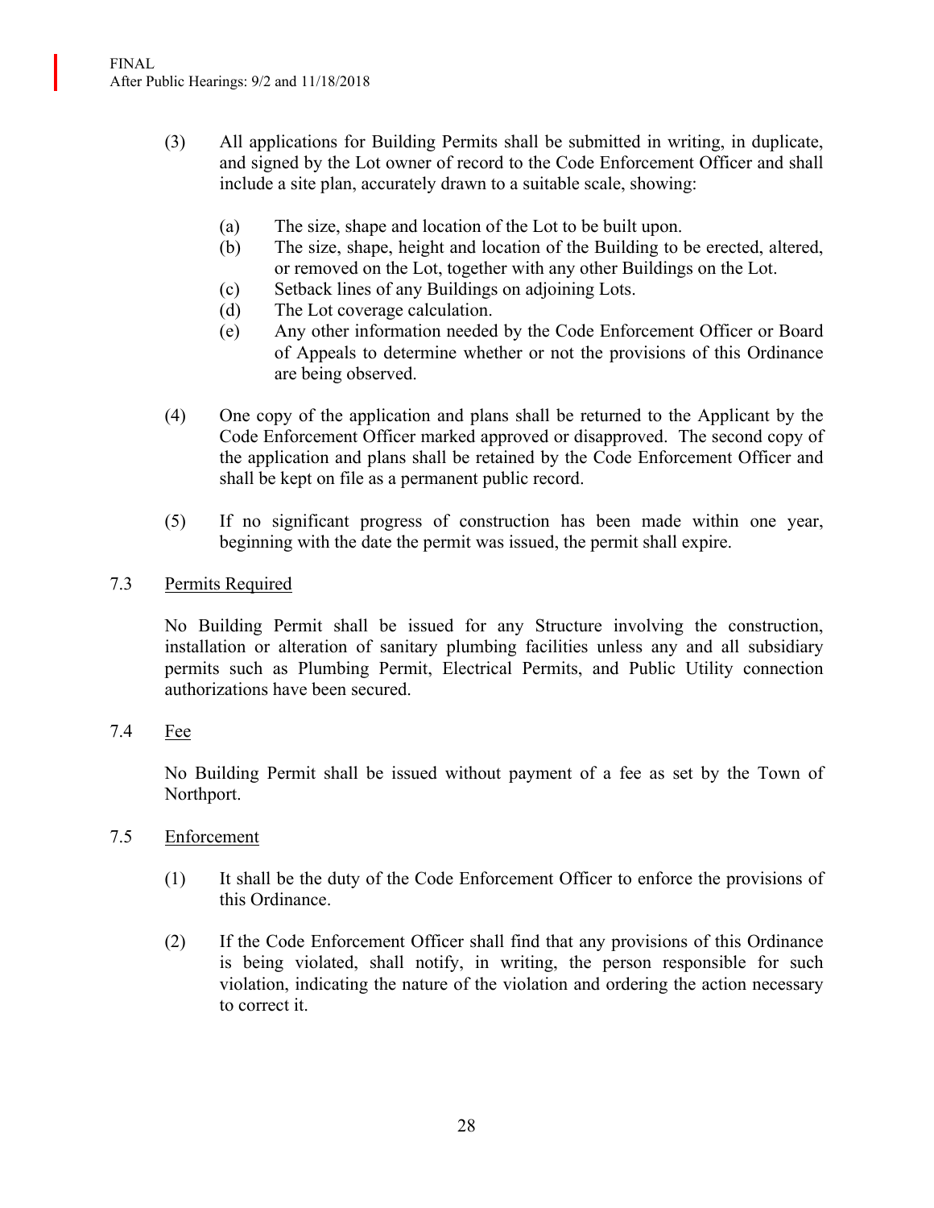(3) All applications for Building Permits shall be submitted in writing, in duplicate, and signed by the Lot owner of record to the Code Enforcement Officer and shall include a site plan, accurately drawn to a suitable scale, showing:

  (a) The size, shape and location of the Lot to be built upon.
  (b) The size, shape, height and location of the Building to be erected, altered, or removed on the Lot, together with any other Buildings on the Lot.
  (c) Setback lines of any Buildings on adjoining Lots.
  (d) The Lot coverage calculation.
  (e) Any other information needed by the Code Enforcement Officer or Board of Appeals to determine whether or not the provisions of this Ordinance are being observed.

(4) One copy of the application and plans shall be returned to the Applicant by the Code Enforcement Officer marked approved or disapproved. The second copy of the application and plans shall be retained by the Code Enforcement Officer and shall be kept on file as a permanent public record.

(5) If no significant progress of construction has been made within one year, beginning with the date the permit was issued, the permit shall expire.

7.3 Permits Required

No Building Permit shall be issued for any Structure involving the construction, installation or alteration of sanitary plumbing facilities unless any and all subsidiary permits such as Plumbing Permit, Electrical Permits, and Public Utility connection authorizations have been secured.

7.4 Fee

No Building Permit shall be issued without payment of a fee as set by the Town of Northport.

7.5 Enforcement

(1) It shall be the duty of the Code Enforcement Officer to enforce the provisions of this Ordinance.

(2) If the Code Enforcement Officer shall find that any provisions of this Ordinance is being violated, shall notify, in writing, the person responsible for such violation, indicating the nature of the violation and ordering the action necessary to correct it.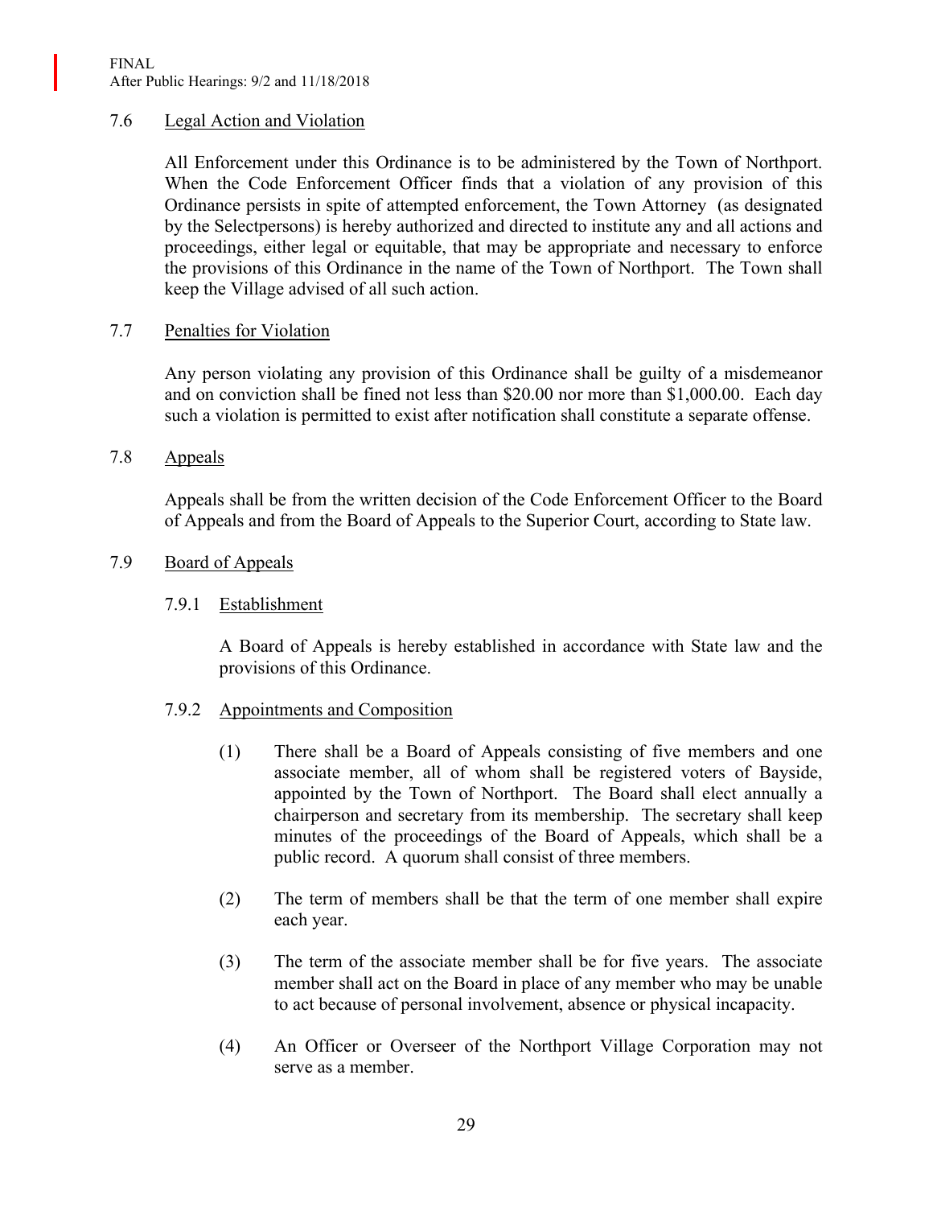## 7.6 Legal Action and Violation

All Enforcement under this Ordinance is to be administered by the Town of Northport. When the Code Enforcement Officer finds that a violation of any provision of this Ordinance persists in spite of attempted enforcement, the Town Attorney (as designated by the Selectpersons) is hereby authorized and directed to institute any and all actions and proceedings, either legal or equitable, that may be appropriate and necessary to enforce the provisions of this Ordinance in the name of the Town of Northport. The Town shall keep the Village advised of all such action.

## 7.7 Penalties for Violation

Any person violating any provision of this Ordinance shall be guilty of a misdemeanor and on conviction shall be fined not less than $20.00 nor more than $1,000.00. Each day such a violation is permitted to exist after notification shall constitute a separate offense.

## 7.8 Appeals

Appeals shall be from the written decision of the Code Enforcement Officer to the Board of Appeals and from the Board of Appeals to the Superior Court, according to State law.

## 7.9 Board of Appeals

### 7.9.1 Establishment

A Board of Appeals is hereby established in accordance with State law and the provisions of this Ordinance.

### 7.9.2 Appointments and Composition

(1) There shall be a Board of Appeals consisting of five members and one associate member, all of whom shall be registered voters of Bayside, appointed by the Town of Northport. The Board shall elect annually a chairperson and secretary from its membership. The secretary shall keep minutes of the proceedings of the Board of Appeals, which shall be a public record. A quorum shall consist of three members.

(2) The term of members shall be that the term of one member shall expire each year.

(3) The term of the associate member shall be for five years. The associate member shall act on the Board in place of any member who may be unable to act because of personal involvement, absence or physical incapacity.

(4) An Officer or Overseer of the Northport Village Corporation may not serve as a member.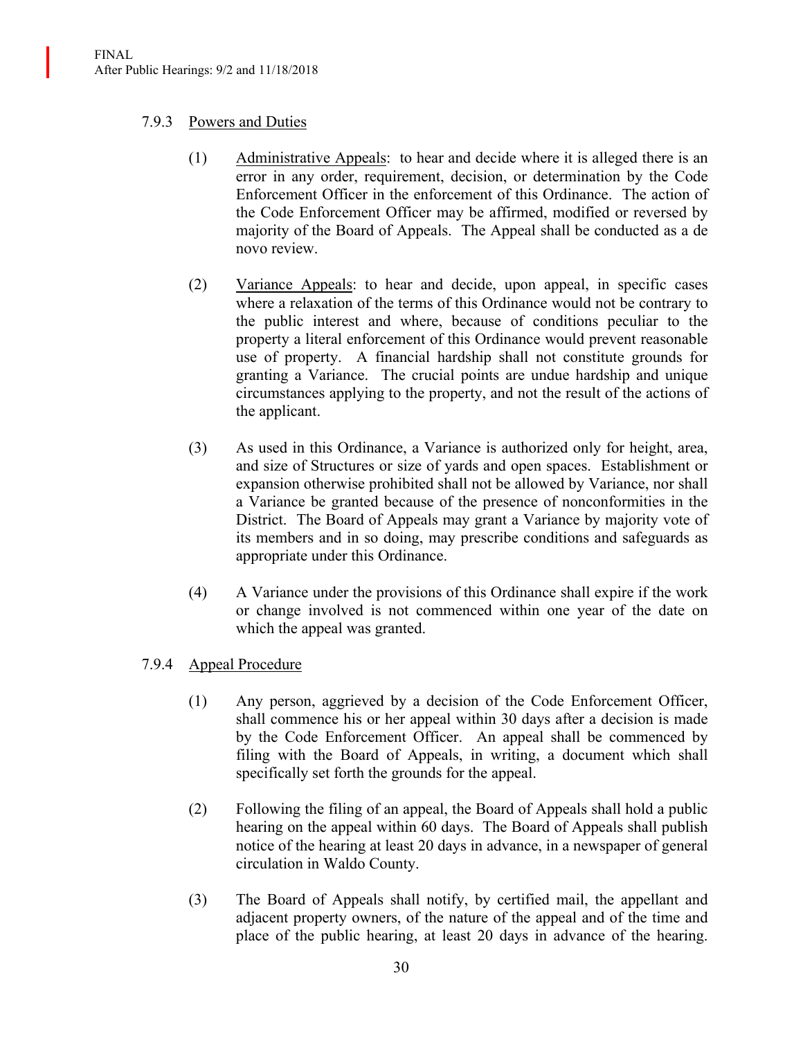### 7.9.3 Powers and Duties

(1) Administrative Appeals: to hear and decide where it is alleged there is an error in any order, requirement, decision, or determination by the Code Enforcement Officer in the enforcement of this Ordinance. The action of the Code Enforcement Officer may be affirmed, modified or reversed by majority of the Board of Appeals. The Appeal shall be conducted as a de novo review.

(2) Variance Appeals: to hear and decide, upon appeal, in specific cases where a relaxation of the terms of this Ordinance would not be contrary to the public interest and where, because of conditions peculiar to the property a literal enforcement of this Ordinance would prevent reasonable use of property. A financial hardship shall not constitute grounds for granting a Variance. The crucial points are undue hardship and unique circumstances applying to the property, and not the result of the actions of the applicant.

(3) As used in this Ordinance, a Variance is authorized only for height, area, and size of Structures or size of yards and open spaces. Establishment or expansion otherwise prohibited shall not be allowed by Variance, nor shall a Variance be granted because of the presence of nonconformities in the District. The Board of Appeals may grant a Variance by majority vote of its members and in so doing, may prescribe conditions and safeguards as appropriate under this Ordinance.

(4) A Variance under the provisions of this Ordinance shall expire if the work or change involved is not commenced within one year of the date on which the appeal was granted.

### 7.9.4 Appeal Procedure

(1) Any person, aggrieved by a decision of the Code Enforcement Officer, shall commence his or her appeal within 30 days after a decision is made by the Code Enforcement Officer. An appeal shall be commenced by filing with the Board of Appeals, in writing, a document which shall specifically set forth the grounds for the appeal.

(2) Following the filing of an appeal, the Board of Appeals shall hold a public hearing on the appeal within 60 days. The Board of Appeals shall publish notice of the hearing at least 20 days in advance, in a newspaper of general circulation in Waldo County.

(3) The Board of Appeals shall notify, by certified mail, the appellant and adjacent property owners, of the nature of the appeal and of the time and place of the public hearing, at least 20 days in advance of the hearing.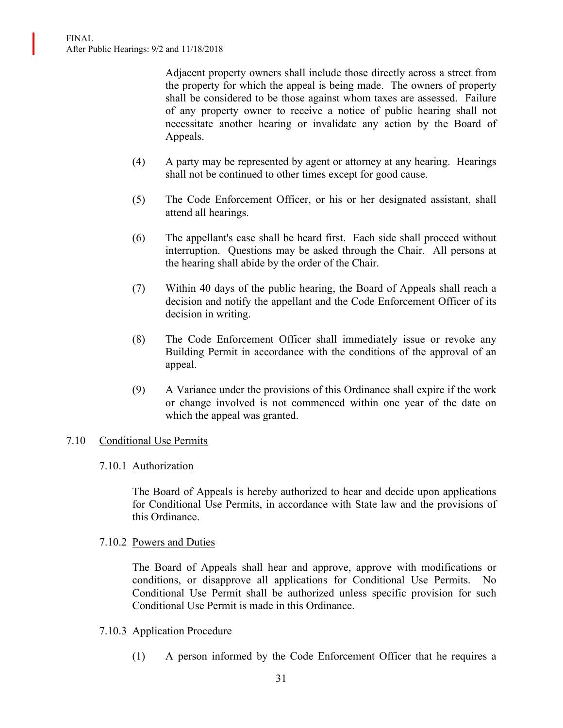Adjacent property owners shall include those directly across a street from the property for which the appeal is being made. The owners of property shall be considered to be those against whom taxes are assessed. Failure of any property owner to receive a notice of public hearing shall not necessitate another hearing or invalidate any action by the Board of Appeals.

(4) A party may be represented by agent or attorney at any hearing. Hearings shall not be continued to other times except for good cause.

(5) The Code Enforcement Officer, or his or her designated assistant, shall attend all hearings.

(6) The appellant's case shall be heard first. Each side shall proceed without interruption. Questions may be asked through the Chair. All persons at the hearing shall abide by the order of the Chair.

(7) Within 40 days of the public hearing, the Board of Appeals shall reach a decision and notify the appellant and the Code Enforcement Officer of its decision in writing.

(8) The Code Enforcement Officer shall immediately issue or revoke any Building Permit in accordance with the conditions of the approval of an appeal.

(9) A Variance under the provisions of this Ordinance shall expire if the work or change involved is not commenced within one year of the date on which the appeal was granted.

## 7.10 Conditional Use Permits

### 7.10.1 Authorization

The Board of Appeals is hereby authorized to hear and decide upon applications for Conditional Use Permits, in accordance with State law and the provisions of this Ordinance.

### 7.10.2 Powers and Duties

The Board of Appeals shall hear and approve, approve with modifications or conditions, or disapprove all applications for Conditional Use Permits. No Conditional Use Permit shall be authorized unless specific provision for such Conditional Use Permit is made in this Ordinance.

### 7.10.3 Application Procedure

(1) A person informed by the Code Enforcement Officer that he requires a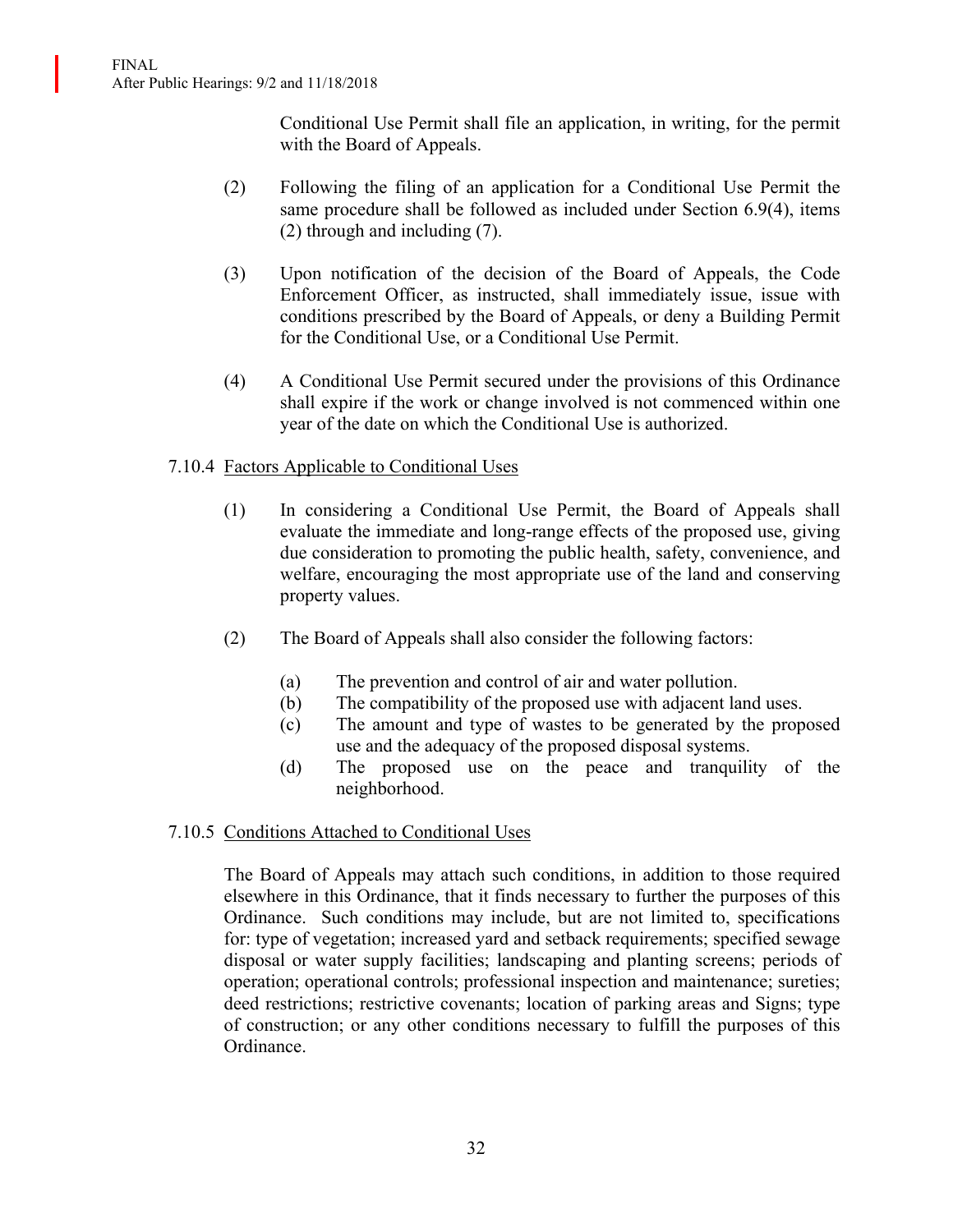Conditional Use Permit shall file an application, in writing, for the permit with the Board of Appeals.

(2) Following the filing of an application for a Conditional Use Permit the same procedure shall be followed as included under Section 6.9(4), items (2) through and including (7).

(3) Upon notification of the decision of the Board of Appeals, the Code Enforcement Officer, as instructed, shall immediately issue, issue with conditions prescribed by the Board of Appeals, or deny a Building Permit for the Conditional Use, or a Conditional Use Permit.

(4) A Conditional Use Permit secured under the provisions of this Ordinance shall expire if the work or change involved is not commenced within one year of the date on which the Conditional Use is authorized.

7.10.4 Factors Applicable to Conditional Uses

(1) In considering a Conditional Use Permit, the Board of Appeals shall evaluate the immediate and long-range effects of the proposed use, giving due consideration to promoting the public health, safety, convenience, and welfare, encouraging the most appropriate use of the land and conserving property values.

(2) The Board of Appeals shall also consider the following factors:

(a) The prevention and control of air and water pollution.
(b) The compatibility of the proposed use with adjacent land uses.
(c) The amount and type of wastes to be generated by the proposed use and the adequacy of the proposed disposal systems.
(d) The proposed use on the peace and tranquility of the neighborhood.

7.10.5 Conditions Attached to Conditional Uses

The Board of Appeals may attach such conditions, in addition to those required elsewhere in this Ordinance, that it finds necessary to further the purposes of this Ordinance. Such conditions may include, but are not limited to, specifications for: type of vegetation; increased yard and setback requirements; specified sewage disposal or water supply facilities; landscaping and planting screens; periods of operation; operational controls; professional inspection and maintenance; sureties; deed restrictions; restrictive covenants; location of parking areas and Signs; type of construction; or any other conditions necessary to fulfill the purposes of this Ordinance.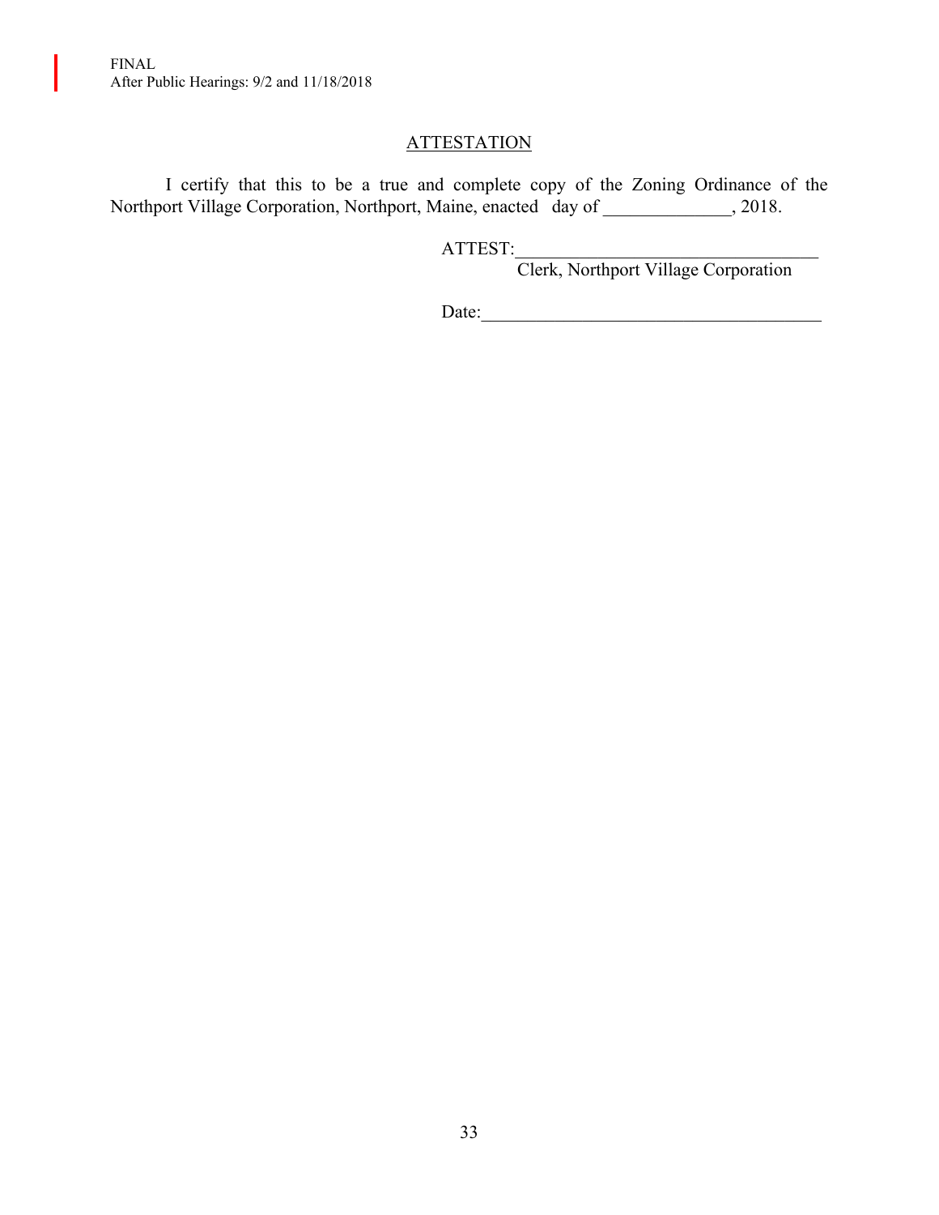## ATTESTATION

I certify that this to be a true and complete copy of the Zoning Ordinance of the Northport Village Corporation, Northport, Maine, enacted day of ______________, 2018.

ATTEST:________________________________
Clerk, Northport Village Corporation

Date:_____________________________________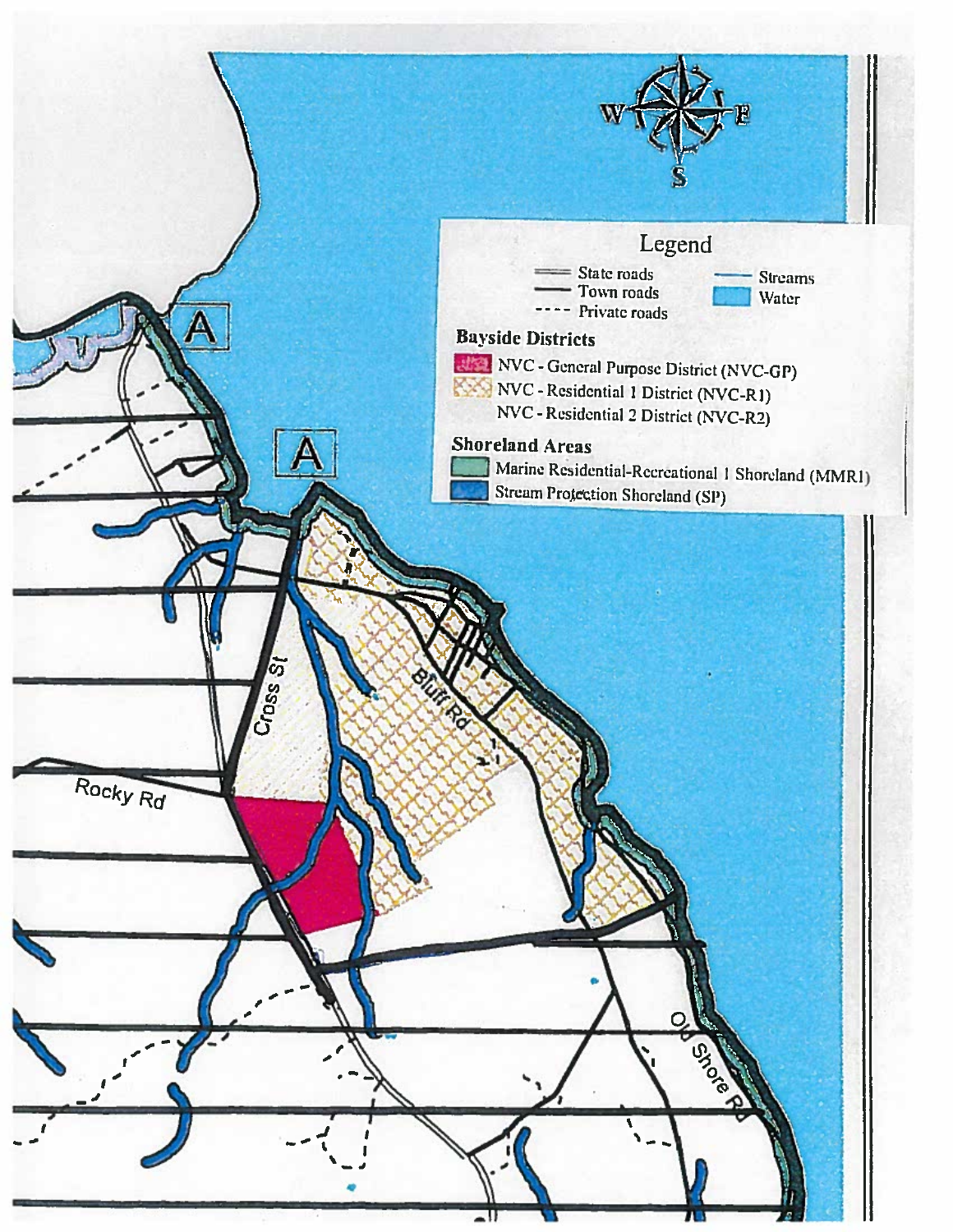Legend

- State roads
- Town roads
- Private roads
- Streams
- Water

**Bayside Districts**

- NVC - General Purpose District (NVC-GP)
- NVC - Residential 1 District (NVC-R1)
- NVC - Residential 2 District (NVC-R2)

**Shoreland Areas**

- Marine Residential-Recreational 1 Shoreland (MMR1)
- Stream Protection Shoreland (SP)

A

A

Cross St

Bluff Rd

Rocky Rd

Old Shore Rd

W E S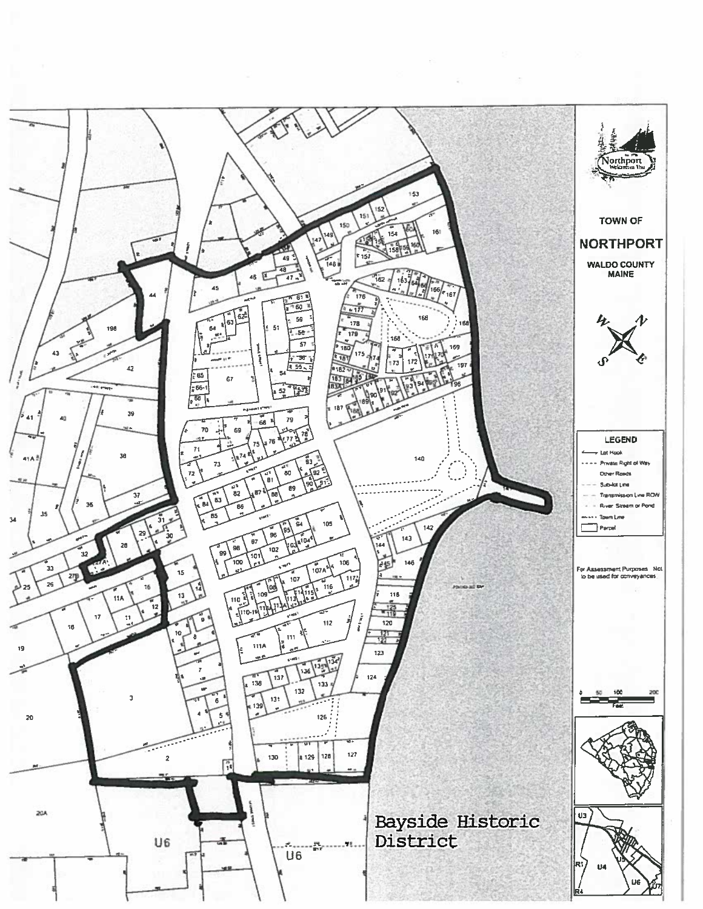TOWN OF

NORTHPORT

WALDO COUNTY
MAINE

LEGEND

Lot Hook
Private Right of Way
Other Roads
Sub-lot Line
Transmission Line ROW
River, Stream or Pond
Town Line
Parcel

For Assessment Purposes. Not to be used for conveyances

0 50 100 200
Feet

Bayside Historic District